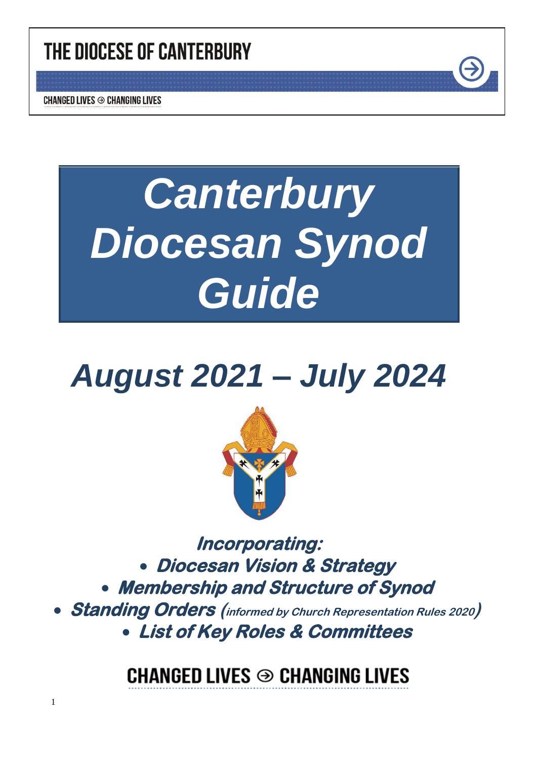THE DIOCESE OF CANTERBURY

CHANGED LIVES ⊖ CHANGING LIVES

# Canterbury Diocesan Synod Guide

## August 2021 – July 2024

**Incorporating:**

- ***Diocesan Vision & Strategy***
- ***Membership and Structure of Synod***
- ***Standing Orders (informed by Church Representation Rules 2020)***
- ***List of Key Roles & Committees***

CHANGED LIVES ⊖ CHANGING LIVES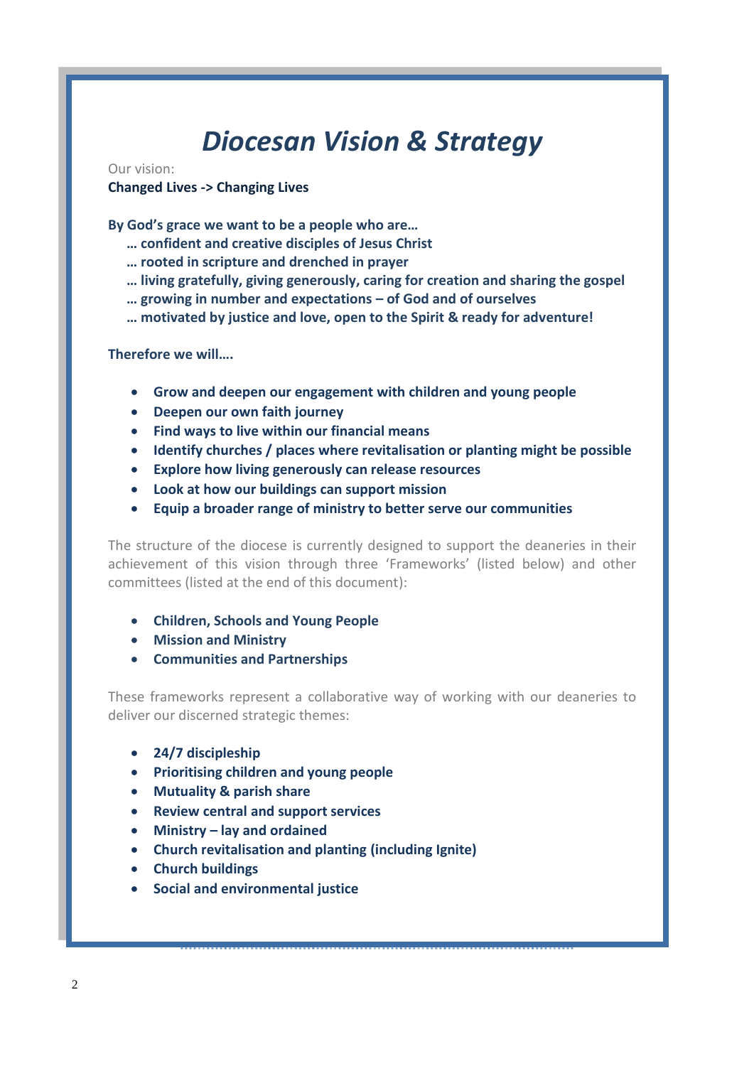# *Diocesan Vision & Strategy*

Our vision:

**Changed Lives -> Changing Lives**

**By God's grace we want to be a people who are…**

**… confident and creative disciples of Jesus Christ**
**… rooted in scripture and drenched in prayer**
**… living gratefully, giving generously, caring for creation and sharing the gospel**
**… growing in number and expectations – of God and of ourselves**
**… motivated by justice and love, open to the Spirit & ready for adventure!**

**Therefore we will….**

- **Grow and deepen our engagement with children and young people**
- **Deepen our own faith journey**
- **Find ways to live within our financial means**
- **Identify churches / places where revitalisation or planting might be possible**
- **Explore how living generously can release resources**
- **Look at how our buildings can support mission**
- **Equip a broader range of ministry to better serve our communities**

The structure of the diocese is currently designed to support the deaneries in their achievement of this vision through three 'Frameworks' (listed below) and other committees (listed at the end of this document):

- **Children, Schools and Young People**
- **Mission and Ministry**
- **Communities and Partnerships**

These frameworks represent a collaborative way of working with our deaneries to deliver our discerned strategic themes:

- **24/7 discipleship**
- **Prioritising children and young people**
- **Mutuality & parish share**
- **Review central and support services**
- **Ministry – lay and ordained**
- **Church revitalisation and planting (including Ignite)**
- **Church buildings**
- **Social and environmental justice**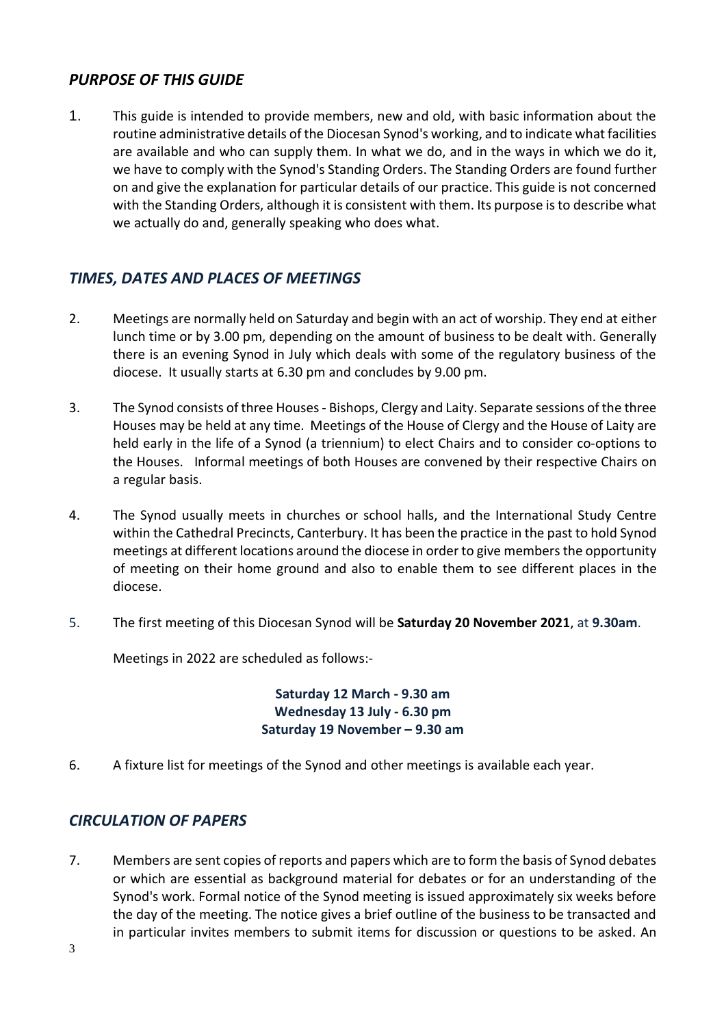## *PURPOSE OF THIS GUIDE*

1. This guide is intended to provide members, new and old, with basic information about the routine administrative details of the Diocesan Synod's working, and to indicate what facilities are available and who can supply them. In what we do, and in the ways in which we do it, we have to comply with the Synod's Standing Orders. The Standing Orders are found further on and give the explanation for particular details of our practice. This guide is not concerned with the Standing Orders, although it is consistent with them. Its purpose is to describe what we actually do and, generally speaking who does what.

## *TIMES, DATES AND PLACES OF MEETINGS*

2. Meetings are normally held on Saturday and begin with an act of worship. They end at either lunch time or by 3.00 pm, depending on the amount of business to be dealt with. Generally there is an evening Synod in July which deals with some of the regulatory business of the diocese. It usually starts at 6.30 pm and concludes by 9.00 pm.

3. The Synod consists of three Houses - Bishops, Clergy and Laity. Separate sessions of the three Houses may be held at any time. Meetings of the House of Clergy and the House of Laity are held early in the life of a Synod (a triennium) to elect Chairs and to consider co-options to the Houses. Informal meetings of both Houses are convened by their respective Chairs on a regular basis.

4. The Synod usually meets in churches or school halls, and the International Study Centre within the Cathedral Precincts, Canterbury. It has been the practice in the past to hold Synod meetings at different locations around the diocese in order to give members the opportunity of meeting on their home ground and also to enable them to see different places in the diocese.

5. The first meeting of this Diocesan Synod will be **Saturday 20 November 2021**, at **9.30am**.

   Meetings in 2022 are scheduled as follows:-

   **Saturday 12 March - 9.30 am**
   **Wednesday 13 July - 6.30 pm**
   **Saturday 19 November – 9.30 am**

6. A fixture list for meetings of the Synod and other meetings is available each year.

## *CIRCULATION OF PAPERS*

7. Members are sent copies of reports and papers which are to form the basis of Synod debates or which are essential as background material for debates or for an understanding of the Synod's work. Formal notice of the Synod meeting is issued approximately six weeks before the day of the meeting. The notice gives a brief outline of the business to be transacted and in particular invites members to submit items for discussion or questions to be asked. An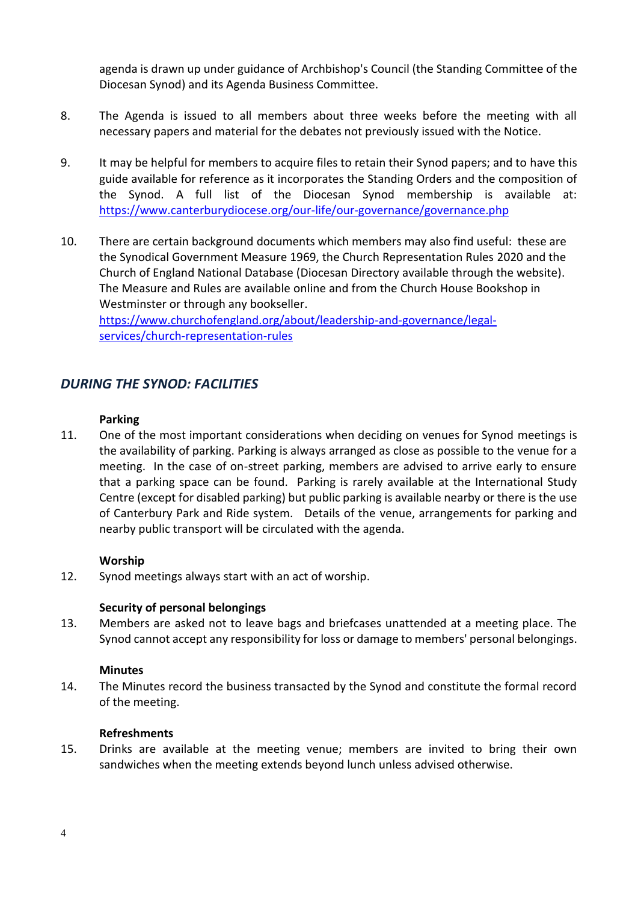agenda is drawn up under guidance of Archbishop's Council (the Standing Committee of the Diocesan Synod) and its Agenda Business Committee.

8. The Agenda is issued to all members about three weeks before the meeting with all necessary papers and material for the debates not previously issued with the Notice.

9. It may be helpful for members to acquire files to retain their Synod papers; and to have this guide available for reference as it incorporates the Standing Orders and the composition of the Synod. A full list of the Diocesan Synod membership is available at: https://www.canterburydiocese.org/our-life/our-governance/governance.php

10. There are certain background documents which members may also find useful: these are the Synodical Government Measure 1969, the Church Representation Rules 2020 and the Church of England National Database (Diocesan Directory available through the website). The Measure and Rules are available online and from the Church House Bookshop in Westminster or through any bookseller.
https://www.churchofengland.org/about/leadership-and-governance/legal-services/church-representation-rules

## *DURING THE SYNOD: FACILITIES*

**Parking**

11. One of the most important considerations when deciding on venues for Synod meetings is the availability of parking. Parking is always arranged as close as possible to the venue for a meeting. In the case of on-street parking, members are advised to arrive early to ensure that a parking space can be found. Parking is rarely available at the International Study Centre (except for disabled parking) but public parking is available nearby or there is the use of Canterbury Park and Ride system. Details of the venue, arrangements for parking and nearby public transport will be circulated with the agenda.

**Worship**

12. Synod meetings always start with an act of worship.

**Security of personal belongings**

13. Members are asked not to leave bags and briefcases unattended at a meeting place. The Synod cannot accept any responsibility for loss or damage to members' personal belongings.

**Minutes**

14. The Minutes record the business transacted by the Synod and constitute the formal record of the meeting.

**Refreshments**

15. Drinks are available at the meeting venue; members are invited to bring their own sandwiches when the meeting extends beyond lunch unless advised otherwise.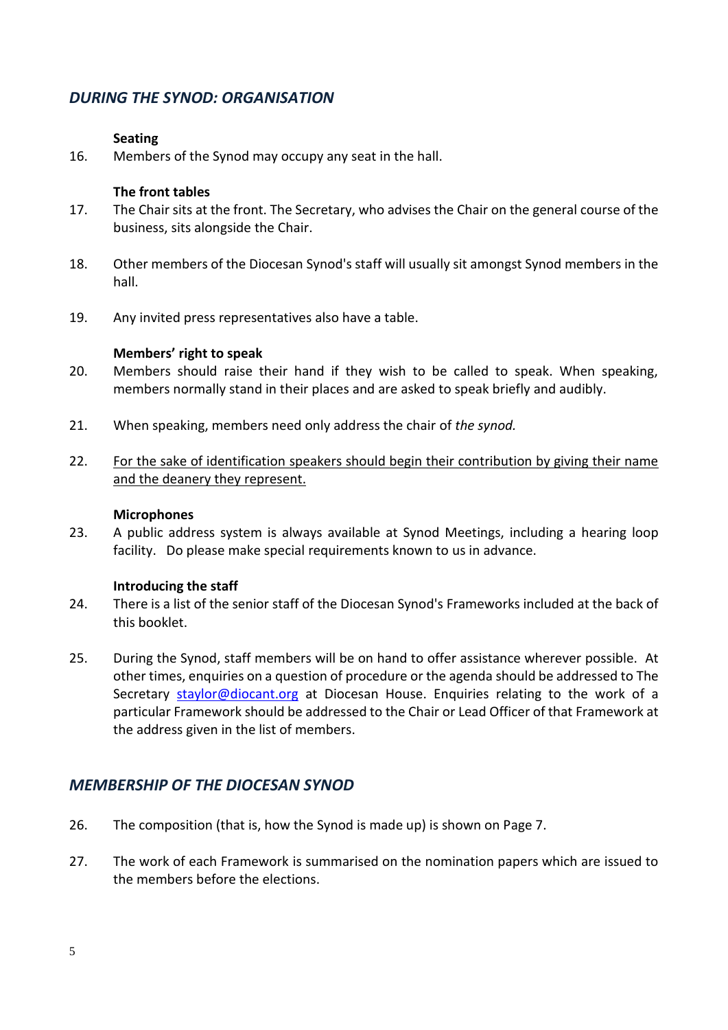## *DURING THE SYNOD: ORGANISATION*

**Seating**

16. Members of the Synod may occupy any seat in the hall.

**The front tables**

17. The Chair sits at the front. The Secretary, who advises the Chair on the general course of the business, sits alongside the Chair.

18. Other members of the Diocesan Synod's staff will usually sit amongst Synod members in the hall.

19. Any invited press representatives also have a table.

**Members' right to speak**

20. Members should raise their hand if they wish to be called to speak. When speaking, members normally stand in their places and are asked to speak briefly and audibly.

21. When speaking, members need only address the chair of *the synod.*

22. <u>For the sake of identification speakers should begin their contribution by giving their name and the deanery they represent.</u>

**Microphones**

23. A public address system is always available at Synod Meetings, including a hearing loop facility. Do please make special requirements known to us in advance.

**Introducing the staff**

24. There is a list of the senior staff of the Diocesan Synod's Frameworks included at the back of this booklet.

25. During the Synod, staff members will be on hand to offer assistance wherever possible. At other times, enquiries on a question of procedure or the agenda should be addressed to The Secretary staylor@diocant.org at Diocesan House. Enquiries relating to the work of a particular Framework should be addressed to the Chair or Lead Officer of that Framework at the address given in the list of members.

## *MEMBERSHIP OF THE DIOCESAN SYNOD*

26. The composition (that is, how the Synod is made up) is shown on Page 7.

27. The work of each Framework is summarised on the nomination papers which are issued to the members before the elections.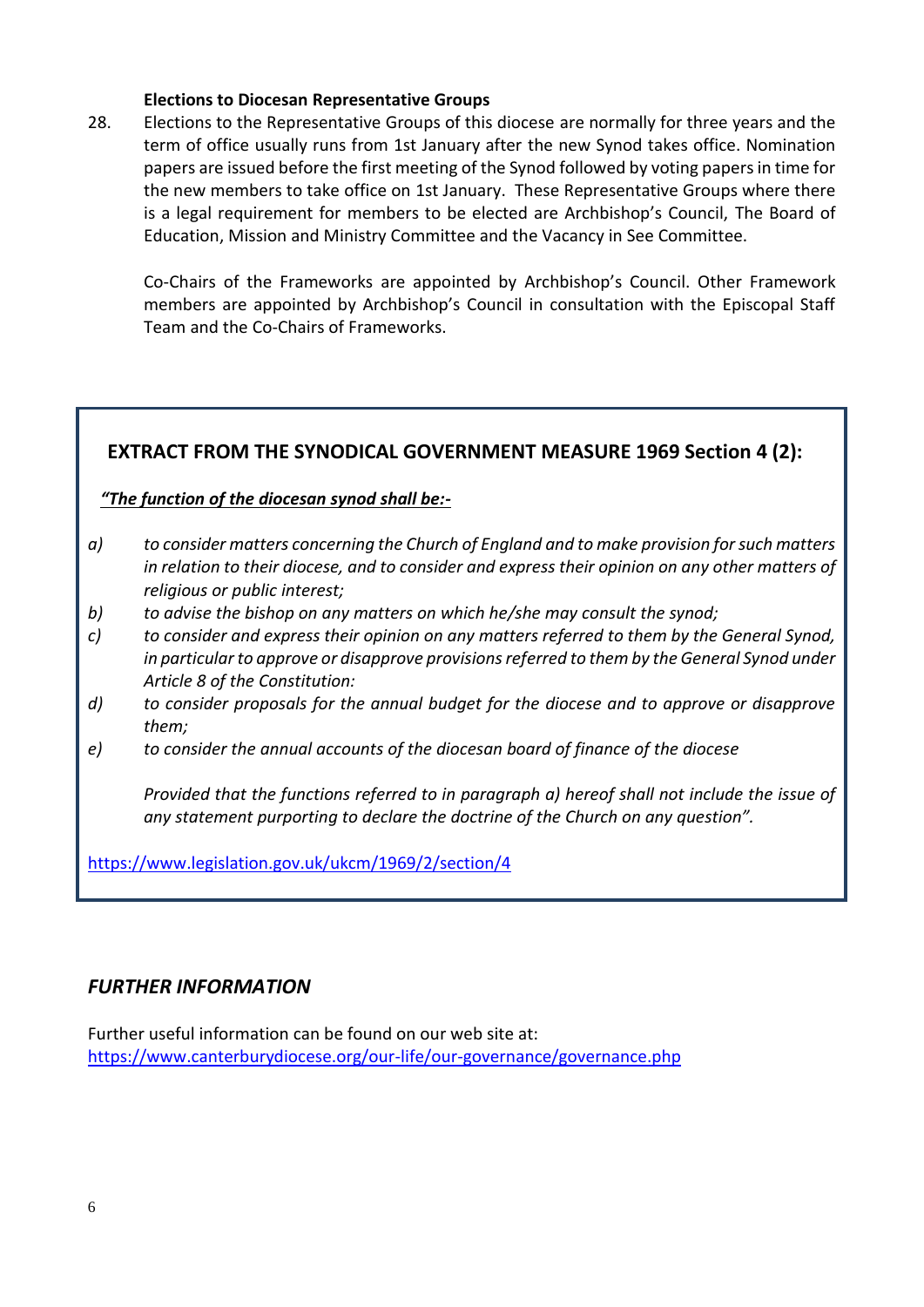**Elections to Diocesan Representative Groups**

28. Elections to the Representative Groups of this diocese are normally for three years and the term of office usually runs from 1st January after the new Synod takes office. Nomination papers are issued before the first meeting of the Synod followed by voting papers in time for the new members to take office on 1st January. These Representative Groups where there is a legal requirement for members to be elected are Archbishop's Council, The Board of Education, Mission and Ministry Committee and the Vacancy in See Committee.

    Co-Chairs of the Frameworks are appointed by Archbishop's Council. Other Framework members are appointed by Archbishop's Council in consultation with the Episcopal Staff Team and the Co-Chairs of Frameworks.

## EXTRACT FROM THE SYNODICAL GOVERNMENT MEASURE 1969 Section 4 (2):

***"The function of the diocesan synod shall be:-***

*a) to consider matters concerning the Church of England and to make provision for such matters in relation to their diocese, and to consider and express their opinion on any other matters of religious or public interest;*

*b) to advise the bishop on any matters on which he/she may consult the synod;*

*c) to consider and express their opinion on any matters referred to them by the General Synod, in particular to approve or disapprove provisions referred to them by the General Synod under Article 8 of the Constitution:*

*d) to consider proposals for the annual budget for the diocese and to approve or disapprove them;*

*e) to consider the annual accounts of the diocesan board of finance of the diocese*

*Provided that the functions referred to in paragraph a) hereof shall not include the issue of any statement purporting to declare the doctrine of the Church on any question".*

https://www.legislation.gov.uk/ukcm/1969/2/section/4

## *FURTHER INFORMATION*

Further useful information can be found on our web site at:
https://www.canterburydiocese.org/our-life/our-governance/governance.php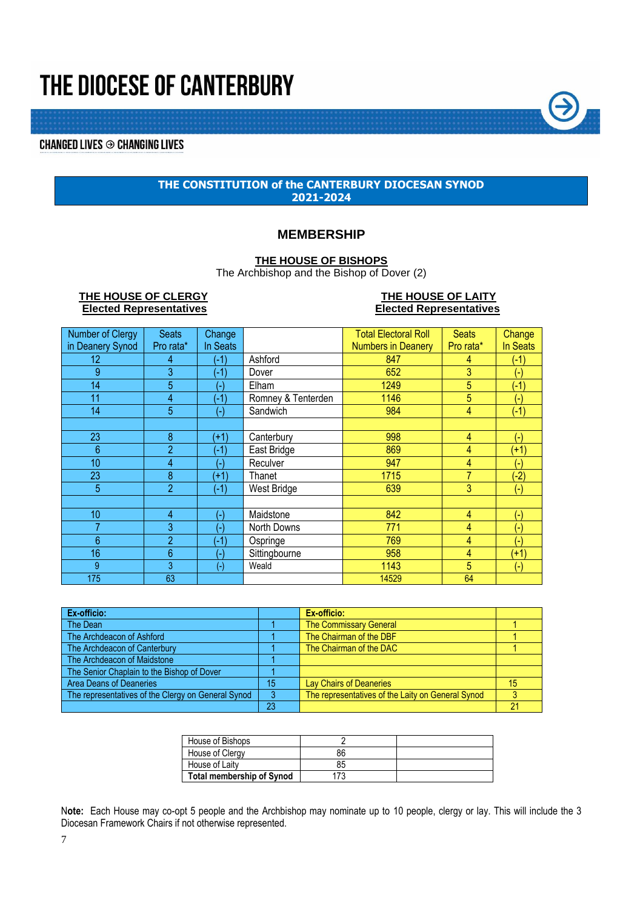# THE DIOCESE OF CANTERBURY

CHANGED LIVES ⊙ CHANGING LIVES

## THE CONSTITUTION of the CANTERBURY DIOCESAN SYNOD 2021-2024

### MEMBERSHIP

**THE HOUSE OF BISHOPS**

The Archbishop and the Bishop of Dover (2)

**THE HOUSE OF CLERGY – Elected Representatives** / **THE HOUSE OF LAITY – Elected Representatives**

| Number of Clergy in Deanery Synod | Seats Pro rata* | Change In Seats | | Total Electoral Roll Numbers in Deanery | Seats Pro rata* | Change In Seats |
|---|---|---|---|---|---|---|
| 12 | 4 | (-1) | Ashford | 847 | 4 | (-1) |
| 9 | 3 | (-1) | Dover | 652 | 3 | (-) |
| 14 | 5 | (-) | Elham | 1249 | 5 | (-1) |
| 11 | 4 | (-1) | Romney & Tenterden | 1146 | 5 | (-) |
| 14 | 5 | (-) | Sandwich | 984 | 4 | (-1) |
| | | | | | | |
| 23 | 8 | (+1) | Canterbury | 998 | 4 | (-) |
| 6 | 2 | (-1) | East Bridge | 869 | 4 | (+1) |
| 10 | 4 | (-) | Reculver | 947 | 4 | (-) |
| 23 | 8 | (+1) | Thanet | 1715 | 7 | (-2) |
| 5 | 2 | (-1) | West Bridge | 639 | 3 | (-) |
| | | | | | | |
| 10 | 4 | (-) | Maidstone | 842 | 4 | (-) |
| 7 | 3 | (-) | North Downs | 771 | 4 | (-) |
| 6 | 2 | (-1) | Ospringe | 769 | 4 | (-) |
| 16 | 6 | (-) | Sittingbourne | 958 | 4 | (+1) |
| 9 | 3 | (-) | Weald | 1143 | 5 | (-) |
| 175 | 63 | | | 14529 | 64 | |

| Ex-officio: | | Ex-officio: | |
|---|---|---|---|
| The Dean | 1 | The Commissary General | 1 |
| The Archdeacon of Ashford | 1 | The Chairman of the DBF | 1 |
| The Archdeacon of Canterbury | 1 | The Chairman of the DAC | 1 |
| The Archdeacon of Maidstone | 1 | | |
| The Senior Chaplain to the Bishop of Dover | 1 | | |
| Area Deans of Deaneries | 15 | Lay Chairs of Deaneries | 15 |
| The representatives of the Clergy on General Synod | 3 | The representatives of the Laity on General Synod | 3 |
| | 23 | | 21 |

| | | |
|---|---|---|
| House of Bishops | 2 | |
| House of Clergy | 86 | |
| House of Laity | 85 | |
| **Total membership of Synod** | 173 | |

**Note:** Each House may co-opt 5 people and the Archbishop may nominate up to 10 people, clergy or lay. This will include the 3 Diocesan Framework Chairs if not otherwise represented.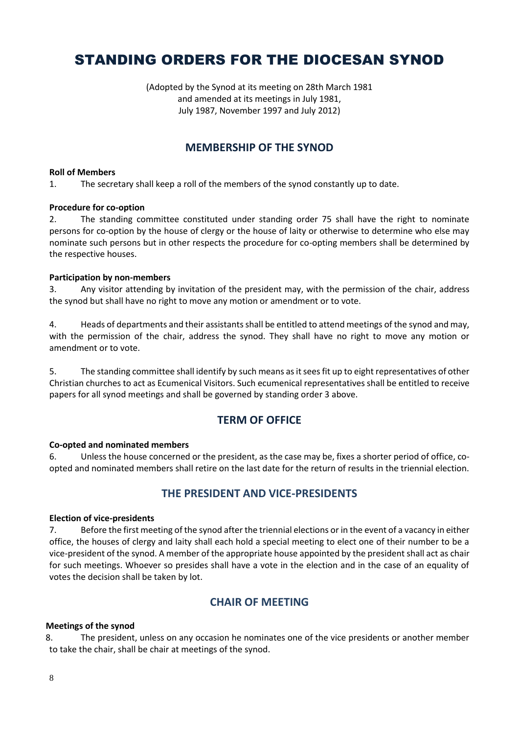# STANDING ORDERS FOR THE DIOCESAN SYNOD

(Adopted by the Synod at its meeting on 28th March 1981
and amended at its meetings in July 1981,
July 1987, November 1997 and July 2012)

## MEMBERSHIP OF THE SYNOD

**Roll of Members**

1. The secretary shall keep a roll of the members of the synod constantly up to date.

**Procedure for co-option**

2. The standing committee constituted under standing order 75 shall have the right to nominate persons for co-option by the house of clergy or the house of laity or otherwise to determine who else may nominate such persons but in other respects the procedure for co-opting members shall be determined by the respective houses.

**Participation by non-members**

3. Any visitor attending by invitation of the president may, with the permission of the chair, address the synod but shall have no right to move any motion or amendment or to vote.

4. Heads of departments and their assistants shall be entitled to attend meetings of the synod and may, with the permission of the chair, address the synod. They shall have no right to move any motion or amendment or to vote.

5. The standing committee shall identify by such means as it sees fit up to eight representatives of other Christian churches to act as Ecumenical Visitors. Such ecumenical representatives shall be entitled to receive papers for all synod meetings and shall be governed by standing order 3 above.

## TERM OF OFFICE

**Co-opted and nominated members**

6. Unless the house concerned or the president, as the case may be, fixes a shorter period of office, co-opted and nominated members shall retire on the last date for the return of results in the triennial election.

## THE PRESIDENT AND VICE-PRESIDENTS

**Election of vice-presidents**

7. Before the first meeting of the synod after the triennial elections or in the event of a vacancy in either office, the houses of clergy and laity shall each hold a special meeting to elect one of their number to be a vice-president of the synod. A member of the appropriate house appointed by the president shall act as chair for such meetings. Whoever so presides shall have a vote in the election and in the case of an equality of votes the decision shall be taken by lot.

## CHAIR OF MEETING

**Meetings of the synod**

8. The president, unless on any occasion he nominates one of the vice presidents or another member to take the chair, shall be chair at meetings of the synod.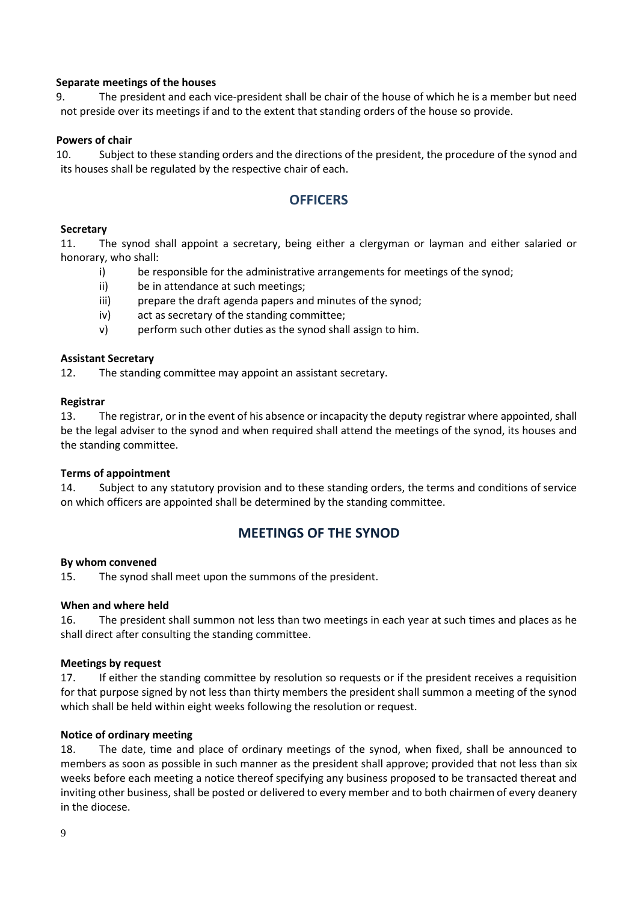**Separate meetings of the houses**

9. The president and each vice-president shall be chair of the house of which he is a member but need not preside over its meetings if and to the extent that standing orders of the house so provide.

**Powers of chair**

10. Subject to these standing orders and the directions of the president, the procedure of the synod and its houses shall be regulated by the respective chair of each.

## OFFICERS

**Secretary**

11. The synod shall appoint a secretary, being either a clergyman or layman and either salaried or honorary, who shall:

- i) be responsible for the administrative arrangements for meetings of the synod;
- ii) be in attendance at such meetings;
- iii) prepare the draft agenda papers and minutes of the synod;
- iv) act as secretary of the standing committee;
- v) perform such other duties as the synod shall assign to him.

**Assistant Secretary**

12. The standing committee may appoint an assistant secretary.

**Registrar**

13. The registrar, or in the event of his absence or incapacity the deputy registrar where appointed, shall be the legal adviser to the synod and when required shall attend the meetings of the synod, its houses and the standing committee.

**Terms of appointment**

14. Subject to any statutory provision and to these standing orders, the terms and conditions of service on which officers are appointed shall be determined by the standing committee.

## MEETINGS OF THE SYNOD

**By whom convened**

15. The synod shall meet upon the summons of the president.

**When and where held**

16. The president shall summon not less than two meetings in each year at such times and places as he shall direct after consulting the standing committee.

**Meetings by request**

17. If either the standing committee by resolution so requests or if the president receives a requisition for that purpose signed by not less than thirty members the president shall summon a meeting of the synod which shall be held within eight weeks following the resolution or request.

**Notice of ordinary meeting**

18. The date, time and place of ordinary meetings of the synod, when fixed, shall be announced to members as soon as possible in such manner as the president shall approve; provided that not less than six weeks before each meeting a notice thereof specifying any business proposed to be transacted thereat and inviting other business, shall be posted or delivered to every member and to both chairmen of every deanery in the diocese.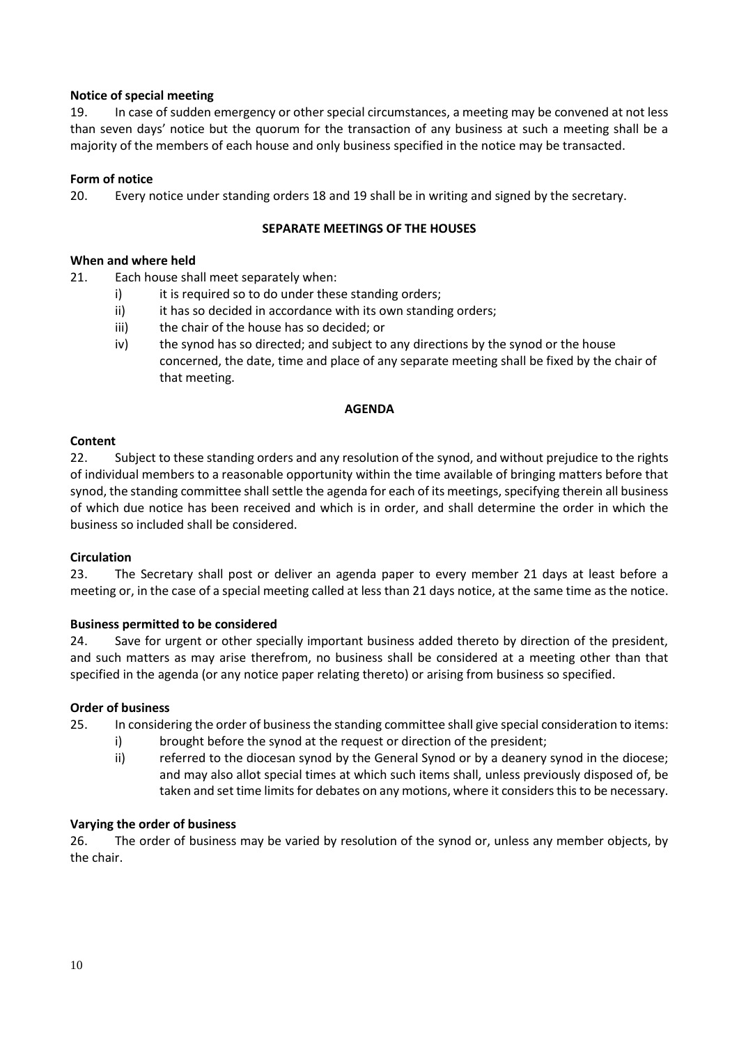**Notice of special meeting**

19. In case of sudden emergency or other special circumstances, a meeting may be convened at not less than seven days' notice but the quorum for the transaction of any business at such a meeting shall be a majority of the members of each house and only business specified in the notice may be transacted.

**Form of notice**

20. Every notice under standing orders 18 and 19 shall be in writing and signed by the secretary.

**SEPARATE MEETINGS OF THE HOUSES**

**When and where held**

21. Each house shall meet separately when:
    - i) it is required so to do under these standing orders;
    - ii) it has so decided in accordance with its own standing orders;
    - iii) the chair of the house has so decided; or
    - iv) the synod has so directed; and subject to any directions by the synod or the house concerned, the date, time and place of any separate meeting shall be fixed by the chair of that meeting.

**AGENDA**

**Content**

22. Subject to these standing orders and any resolution of the synod, and without prejudice to the rights of individual members to a reasonable opportunity within the time available of bringing matters before that synod, the standing committee shall settle the agenda for each of its meetings, specifying therein all business of which due notice has been received and which is in order, and shall determine the order in which the business so included shall be considered.

**Circulation**

23. The Secretary shall post or deliver an agenda paper to every member 21 days at least before a meeting or, in the case of a special meeting called at less than 21 days notice, at the same time as the notice.

**Business permitted to be considered**

24. Save for urgent or other specially important business added thereto by direction of the president, and such matters as may arise therefrom, no business shall be considered at a meeting other than that specified in the agenda (or any notice paper relating thereto) or arising from business so specified.

**Order of business**

25. In considering the order of business the standing committee shall give special consideration to items:
    - i) brought before the synod at the request or direction of the president;
    - ii) referred to the diocesan synod by the General Synod or by a deanery synod in the diocese; and may also allot special times at which such items shall, unless previously disposed of, be taken and set time limits for debates on any motions, where it considers this to be necessary.

**Varying the order of business**

26. The order of business may be varied by resolution of the synod or, unless any member objects, by the chair.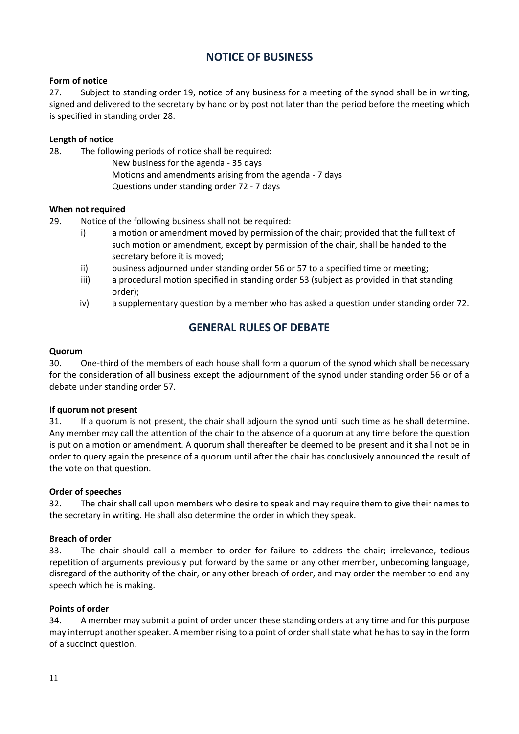## NOTICE OF BUSINESS

**Form of notice**

27. Subject to standing order 19, notice of any business for a meeting of the synod shall be in writing, signed and delivered to the secretary by hand or by post not later than the period before the meeting which is specified in standing order 28.

**Length of notice**

28. The following periods of notice shall be required:

New business for the agenda - 35 days
Motions and amendments arising from the agenda - 7 days
Questions under standing order 72 - 7 days

**When not required**

29. Notice of the following business shall not be required:

i) a motion or amendment moved by permission of the chair; provided that the full text of such motion or amendment, except by permission of the chair, shall be handed to the secretary before it is moved;
ii) business adjourned under standing order 56 or 57 to a specified time or meeting;
iii) a procedural motion specified in standing order 53 (subject as provided in that standing order);
iv) a supplementary question by a member who has asked a question under standing order 72.

## GENERAL RULES OF DEBATE

**Quorum**

30. One-third of the members of each house shall form a quorum of the synod which shall be necessary for the consideration of all business except the adjournment of the synod under standing order 56 or of a debate under standing order 57.

**If quorum not present**

31. If a quorum is not present, the chair shall adjourn the synod until such time as he shall determine. Any member may call the attention of the chair to the absence of a quorum at any time before the question is put on a motion or amendment. A quorum shall thereafter be deemed to be present and it shall not be in order to query again the presence of a quorum until after the chair has conclusively announced the result of the vote on that question.

**Order of speeches**

32. The chair shall call upon members who desire to speak and may require them to give their names to the secretary in writing. He shall also determine the order in which they speak.

**Breach of order**

33. The chair should call a member to order for failure to address the chair; irrelevance, tedious repetition of arguments previously put forward by the same or any other member, unbecoming language, disregard of the authority of the chair, or any other breach of order, and may order the member to end any speech which he is making.

**Points of order**

34. A member may submit a point of order under these standing orders at any time and for this purpose may interrupt another speaker. A member rising to a point of order shall state what he has to say in the form of a succinct question.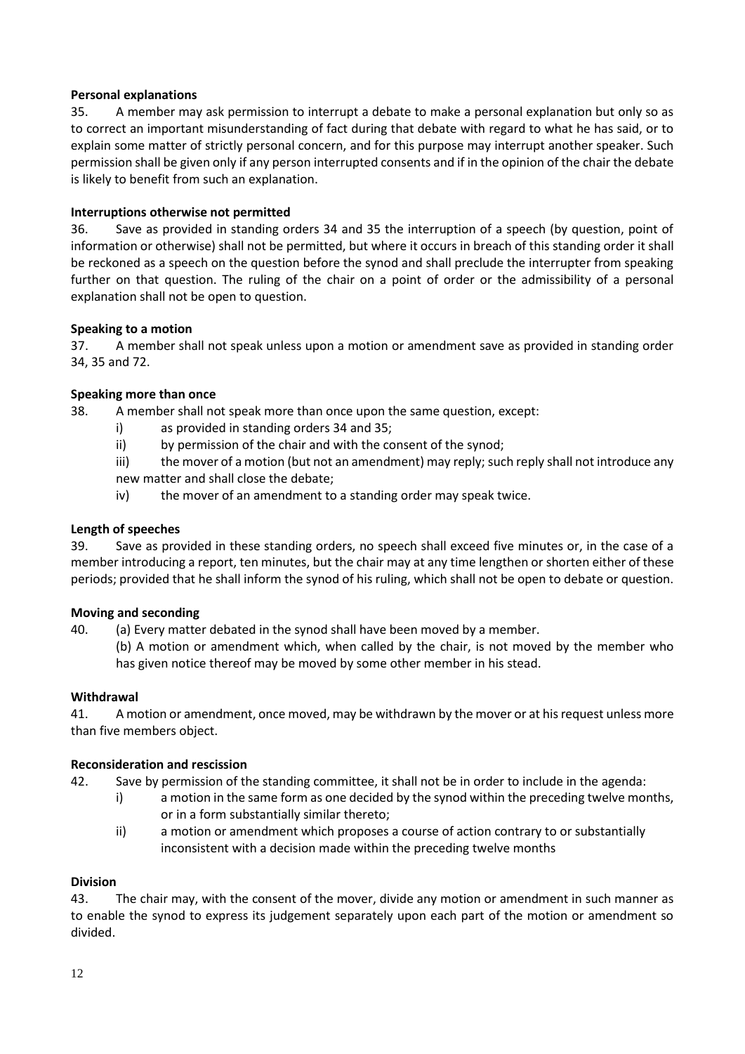**Personal explanations**

35. A member may ask permission to interrupt a debate to make a personal explanation but only so as to correct an important misunderstanding of fact during that debate with regard to what he has said, or to explain some matter of strictly personal concern, and for this purpose may interrupt another speaker. Such permission shall be given only if any person interrupted consents and if in the opinion of the chair the debate is likely to benefit from such an explanation.

**Interruptions otherwise not permitted**

36. Save as provided in standing orders 34 and 35 the interruption of a speech (by question, point of information or otherwise) shall not be permitted, but where it occurs in breach of this standing order it shall be reckoned as a speech on the question before the synod and shall preclude the interrupter from speaking further on that question. The ruling of the chair on a point of order or the admissibility of a personal explanation shall not be open to question.

**Speaking to a motion**

37. A member shall not speak unless upon a motion or amendment save as provided in standing order 34, 35 and 72.

**Speaking more than once**

38. A member shall not speak more than once upon the same question, except:

i) as provided in standing orders 34 and 35;

ii) by permission of the chair and with the consent of the synod;

iii) the mover of a motion (but not an amendment) may reply; such reply shall not introduce any new matter and shall close the debate;

iv) the mover of an amendment to a standing order may speak twice.

**Length of speeches**

39. Save as provided in these standing orders, no speech shall exceed five minutes or, in the case of a member introducing a report, ten minutes, but the chair may at any time lengthen or shorten either of these periods; provided that he shall inform the synod of his ruling, which shall not be open to debate or question.

**Moving and seconding**

40. (a) Every matter debated in the synod shall have been moved by a member.

(b) A motion or amendment which, when called by the chair, is not moved by the member who has given notice thereof may be moved by some other member in his stead.

**Withdrawal**

41. A motion or amendment, once moved, may be withdrawn by the mover or at his request unless more than five members object.

**Reconsideration and rescission**

42. Save by permission of the standing committee, it shall not be in order to include in the agenda:

i) a motion in the same form as one decided by the synod within the preceding twelve months, or in a form substantially similar thereto;

ii) a motion or amendment which proposes a course of action contrary to or substantially inconsistent with a decision made within the preceding twelve months

**Division**

43. The chair may, with the consent of the mover, divide any motion or amendment in such manner as to enable the synod to express its judgement separately upon each part of the motion or amendment so divided.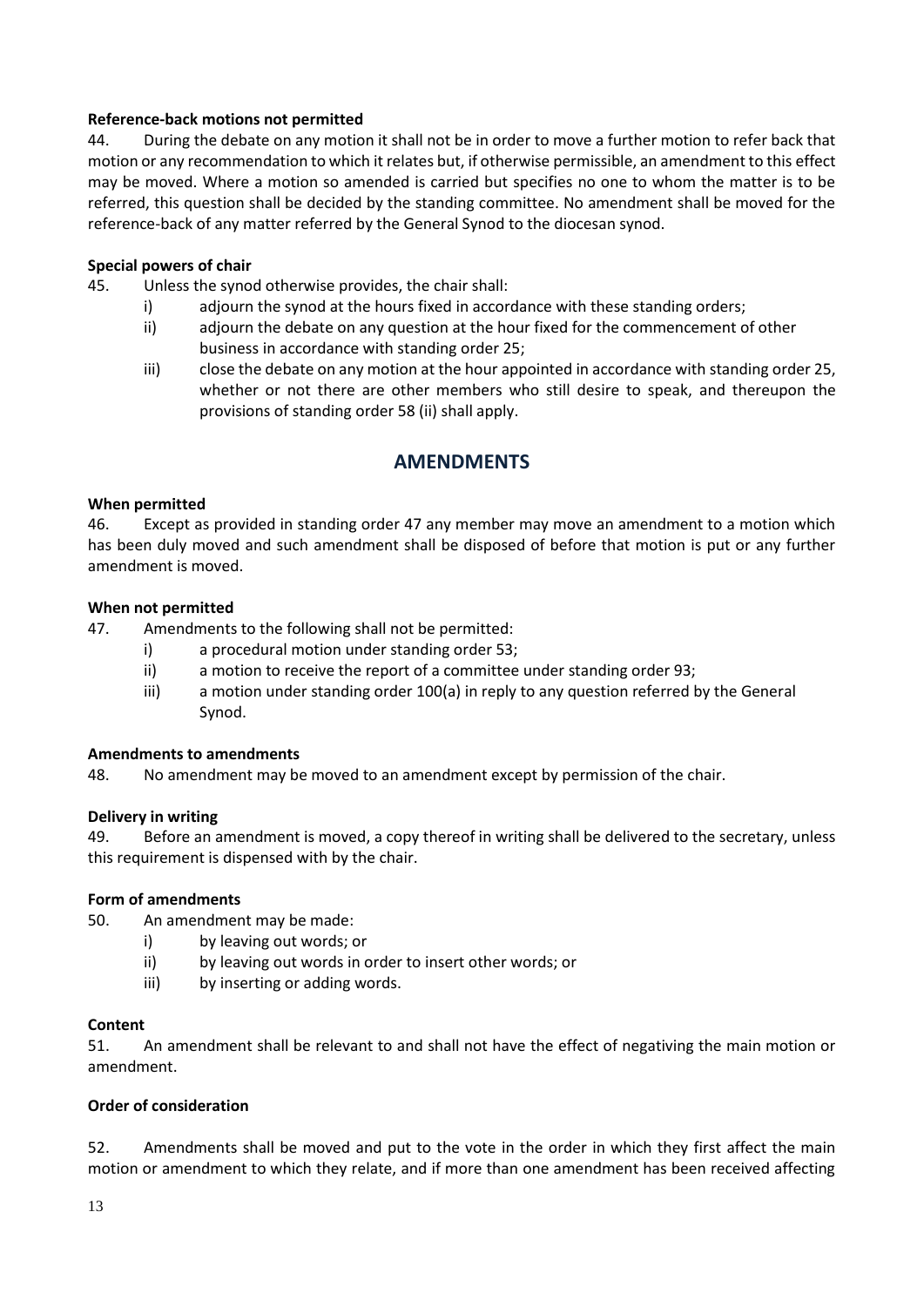**Reference-back motions not permitted**

44. During the debate on any motion it shall not be in order to move a further motion to refer back that motion or any recommendation to which it relates but, if otherwise permissible, an amendment to this effect may be moved. Where a motion so amended is carried but specifies no one to whom the matter is to be referred, this question shall be decided by the standing committee. No amendment shall be moved for the reference-back of any matter referred by the General Synod to the diocesan synod.

**Special powers of chair**

45. Unless the synod otherwise provides, the chair shall:

- i) adjourn the synod at the hours fixed in accordance with these standing orders;
- ii) adjourn the debate on any question at the hour fixed for the commencement of other business in accordance with standing order 25;
- iii) close the debate on any motion at the hour appointed in accordance with standing order 25, whether or not there are other members who still desire to speak, and thereupon the provisions of standing order 58 (ii) shall apply.

## AMENDMENTS

**When permitted**

46. Except as provided in standing order 47 any member may move an amendment to a motion which has been duly moved and such amendment shall be disposed of before that motion is put or any further amendment is moved.

**When not permitted**

47. Amendments to the following shall not be permitted:

- i) a procedural motion under standing order 53;
- ii) a motion to receive the report of a committee under standing order 93;
- iii) a motion under standing order 100(a) in reply to any question referred by the General Synod.

**Amendments to amendments**

48. No amendment may be moved to an amendment except by permission of the chair.

**Delivery in writing**

49. Before an amendment is moved, a copy thereof in writing shall be delivered to the secretary, unless this requirement is dispensed with by the chair.

**Form of amendments**

50. An amendment may be made:

- i) by leaving out words; or
- ii) by leaving out words in order to insert other words; or
- iii) by inserting or adding words.

**Content**

51. An amendment shall be relevant to and shall not have the effect of negativing the main motion or amendment.

**Order of consideration**

52. Amendments shall be moved and put to the vote in the order in which they first affect the main motion or amendment to which they relate, and if more than one amendment has been received affecting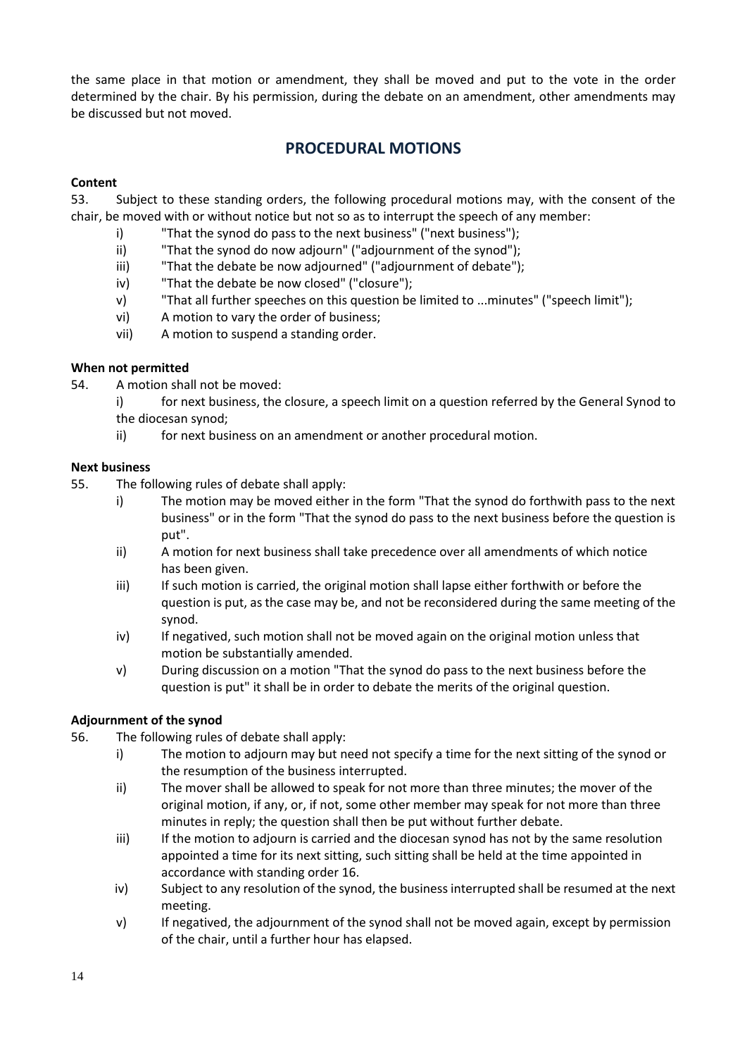the same place in that motion or amendment, they shall be moved and put to the vote in the order determined by the chair. By his permission, during the debate on an amendment, other amendments may be discussed but not moved.

## PROCEDURAL MOTIONS

**Content**

53. Subject to these standing orders, the following procedural motions may, with the consent of the chair, be moved with or without notice but not so as to interrupt the speech of any member:

   i) "That the synod do pass to the next business" ("next business");
   ii) "That the synod do now adjourn" ("adjournment of the synod");
   iii) "That the debate be now adjourned" ("adjournment of debate");
   iv) "That the debate be now closed" ("closure");
   v) "That all further speeches on this question be limited to ...minutes" ("speech limit");
   vi) A motion to vary the order of business;
   vii) A motion to suspend a standing order.

**When not permitted**

54. A motion shall not be moved:

   i) for next business, the closure, a speech limit on a question referred by the General Synod to the diocesan synod;
   ii) for next business on an amendment or another procedural motion.

**Next business**

55. The following rules of debate shall apply:

   i) The motion may be moved either in the form "That the synod do forthwith pass to the next business" or in the form "That the synod do pass to the next business before the question is put".
   ii) A motion for next business shall take precedence over all amendments of which notice has been given.
   iii) If such motion is carried, the original motion shall lapse either forthwith or before the question is put, as the case may be, and not be reconsidered during the same meeting of the synod.
   iv) If negatived, such motion shall not be moved again on the original motion unless that motion be substantially amended.
   v) During discussion on a motion "That the synod do pass to the next business before the question is put" it shall be in order to debate the merits of the original question.

**Adjournment of the synod**

56. The following rules of debate shall apply:

   i) The motion to adjourn may but need not specify a time for the next sitting of the synod or the resumption of the business interrupted.
   ii) The mover shall be allowed to speak for not more than three minutes; the mover of the original motion, if any, or, if not, some other member may speak for not more than three minutes in reply; the question shall then be put without further debate.
   iii) If the motion to adjourn is carried and the diocesan synod has not by the same resolution appointed a time for its next sitting, such sitting shall be held at the time appointed in accordance with standing order 16.
   iv) Subject to any resolution of the synod, the business interrupted shall be resumed at the next meeting.
   v) If negatived, the adjournment of the synod shall not be moved again, except by permission of the chair, until a further hour has elapsed.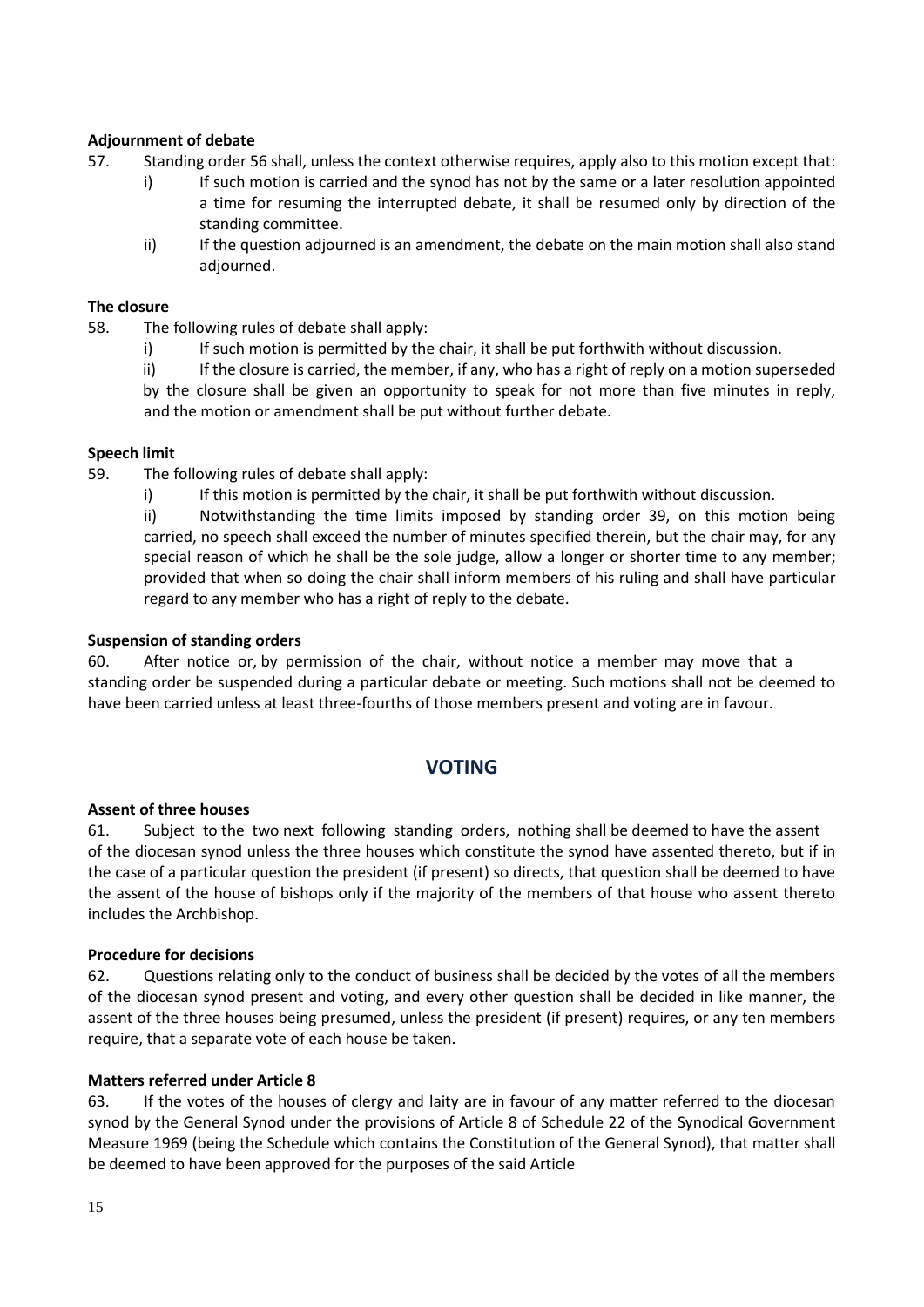**Adjournment of debate**

57. Standing order 56 shall, unless the context otherwise requires, apply also to this motion except that:

   i) If such motion is carried and the synod has not by the same or a later resolution appointed a time for resuming the interrupted debate, it shall be resumed only by direction of the standing committee.

   ii) If the question adjourned is an amendment, the debate on the main motion shall also stand adjourned.

**The closure**

58. The following rules of debate shall apply:

   i) If such motion is permitted by the chair, it shall be put forthwith without discussion.

   ii) If the closure is carried, the member, if any, who has a right of reply on a motion superseded by the closure shall be given an opportunity to speak for not more than five minutes in reply, and the motion or amendment shall be put without further debate.

**Speech limit**

59. The following rules of debate shall apply:

   i) If this motion is permitted by the chair, it shall be put forthwith without discussion.

   ii) Notwithstanding the time limits imposed by standing order 39, on this motion being carried, no speech shall exceed the number of minutes specified therein, but the chair may, for any special reason of which he shall be the sole judge, allow a longer or shorter time to any member; provided that when so doing the chair shall inform members of his ruling and shall have particular regard to any member who has a right of reply to the debate.

**Suspension of standing orders**

60. After notice or, by permission of the chair, without notice a member may move that a standing order be suspended during a particular debate or meeting. Such motions shall not be deemed to have been carried unless at least three-fourths of those members present and voting are in favour.

## VOTING

**Assent of three houses**

61. Subject to the two next following standing orders, nothing shall be deemed to have the assent of the diocesan synod unless the three houses which constitute the synod have assented thereto, but if in the case of a particular question the president (if present) so directs, that question shall be deemed to have the assent of the house of bishops only if the majority of the members of that house who assent thereto includes the Archbishop.

**Procedure for decisions**

62. Questions relating only to the conduct of business shall be decided by the votes of all the members of the diocesan synod present and voting, and every other question shall be decided in like manner, the assent of the three houses being presumed, unless the president (if present) requires, or any ten members require, that a separate vote of each house be taken.

**Matters referred under Article 8**

63. If the votes of the houses of clergy and laity are in favour of any matter referred to the diocesan synod by the General Synod under the provisions of Article 8 of Schedule 22 of the Synodical Government Measure 1969 (being the Schedule which contains the Constitution of the General Synod), that matter shall be deemed to have been approved for the purposes of the said Article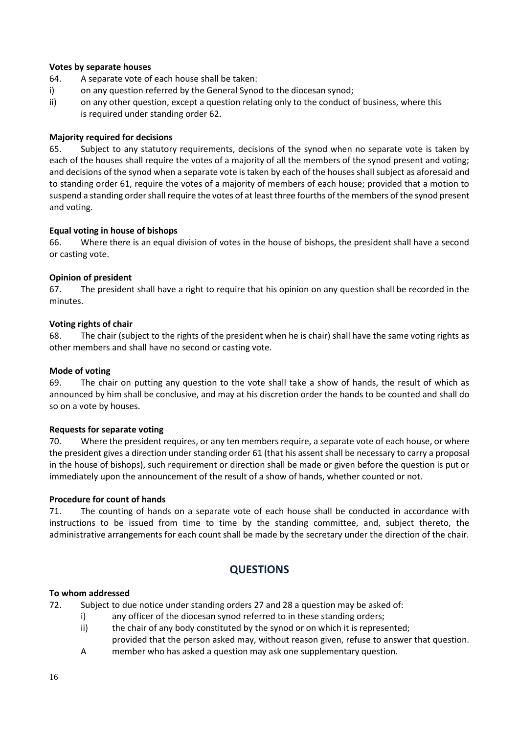**Votes by separate houses**

64. A separate vote of each house shall be taken:

i) on any question referred by the General Synod to the diocesan synod;

ii) on any other question, except a question relating only to the conduct of business, where this is required under standing order 62.

**Majority required for decisions**

65. Subject to any statutory requirements, decisions of the synod when no separate vote is taken by each of the houses shall require the votes of a majority of all the members of the synod present and voting; and decisions of the synod when a separate vote is taken by each of the houses shall subject as aforesaid and to standing order 61, require the votes of a majority of members of each house; provided that a motion to suspend a standing order shall require the votes of at least three fourths of the members of the synod present and voting.

**Equal voting in house of bishops**

66. Where there is an equal division of votes in the house of bishops, the president shall have a second or casting vote.

**Opinion of president**

67. The president shall have a right to require that his opinion on any question shall be recorded in the minutes.

**Voting rights of chair**

68. The chair (subject to the rights of the president when he is chair) shall have the same voting rights as other members and shall have no second or casting vote.

**Mode of voting**

69. The chair on putting any question to the vote shall take a show of hands, the result of which as announced by him shall be conclusive, and may at his discretion order the hands to be counted and shall do so on a vote by houses.

**Requests for separate voting**

70. Where the president requires, or any ten members require, a separate vote of each house, or where the president gives a direction under standing order 61 (that his assent shall be necessary to carry a proposal in the house of bishops), such requirement or direction shall be made or given before the question is put or immediately upon the announcement of the result of a show of hands, whether counted or not.

**Procedure for count of hands**

71. The counting of hands on a separate vote of each house shall be conducted in accordance with instructions to be issued from time to time by the standing committee, and, subject thereto, the administrative arrangements for each count shall be made by the secretary under the direction of the chair.

## QUESTIONS

**To whom addressed**

72. Subject to due notice under standing orders 27 and 28 a question may be asked of:

i) any officer of the diocesan synod referred to in these standing orders;

ii) the chair of any body constituted by the synod or on which it is represented;

provided that the person asked may, without reason given, refuse to answer that question.

A member who has asked a question may ask one supplementary question.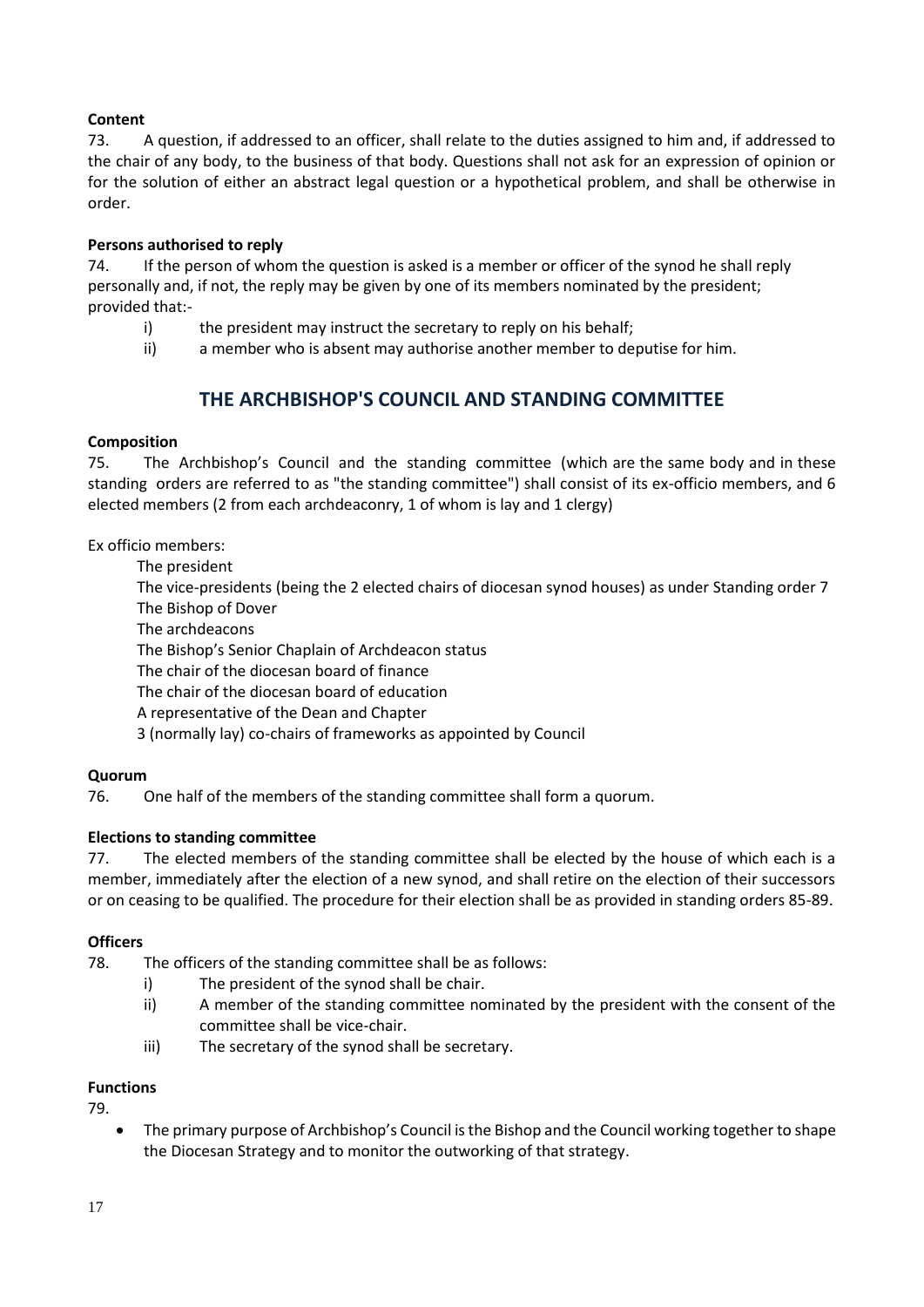**Content**

73. A question, if addressed to an officer, shall relate to the duties assigned to him and, if addressed to the chair of any body, to the business of that body. Questions shall not ask for an expression of opinion or for the solution of either an abstract legal question or a hypothetical problem, and shall be otherwise in order.

**Persons authorised to reply**

74. If the person of whom the question is asked is a member or officer of the synod he shall reply personally and, if not, the reply may be given by one of its members nominated by the president; provided that:-

   i) the president may instruct the secretary to reply on his behalf;
   ii) a member who is absent may authorise another member to deputise for him.

## THE ARCHBISHOP'S COUNCIL AND STANDING COMMITTEE

**Composition**

75. The Archbishop's Council and the standing committee (which are the same body and in these standing orders are referred to as "the standing committee") shall consist of its ex-officio members, and 6 elected members (2 from each archdeaconry, 1 of whom is lay and 1 clergy)

Ex officio members:

The president
The vice-presidents (being the 2 elected chairs of diocesan synod houses) as under Standing order 7
The Bishop of Dover
The archdeacons
The Bishop's Senior Chaplain of Archdeacon status
The chair of the diocesan board of finance
The chair of the diocesan board of education
A representative of the Dean and Chapter
3 (normally lay) co-chairs of frameworks as appointed by Council

**Quorum**

76. One half of the members of the standing committee shall form a quorum.

**Elections to standing committee**

77. The elected members of the standing committee shall be elected by the house of which each is a member, immediately after the election of a new synod, and shall retire on the election of their successors or on ceasing to be qualified. The procedure for their election shall be as provided in standing orders 85-89.

**Officers**

78. The officers of the standing committee shall be as follows:

   i) The president of the synod shall be chair.
   ii) A member of the standing committee nominated by the president with the consent of the committee shall be vice-chair.
   iii) The secretary of the synod shall be secretary.

**Functions**

79.

- The primary purpose of Archbishop's Council is the Bishop and the Council working together to shape the Diocesan Strategy and to monitor the outworking of that strategy.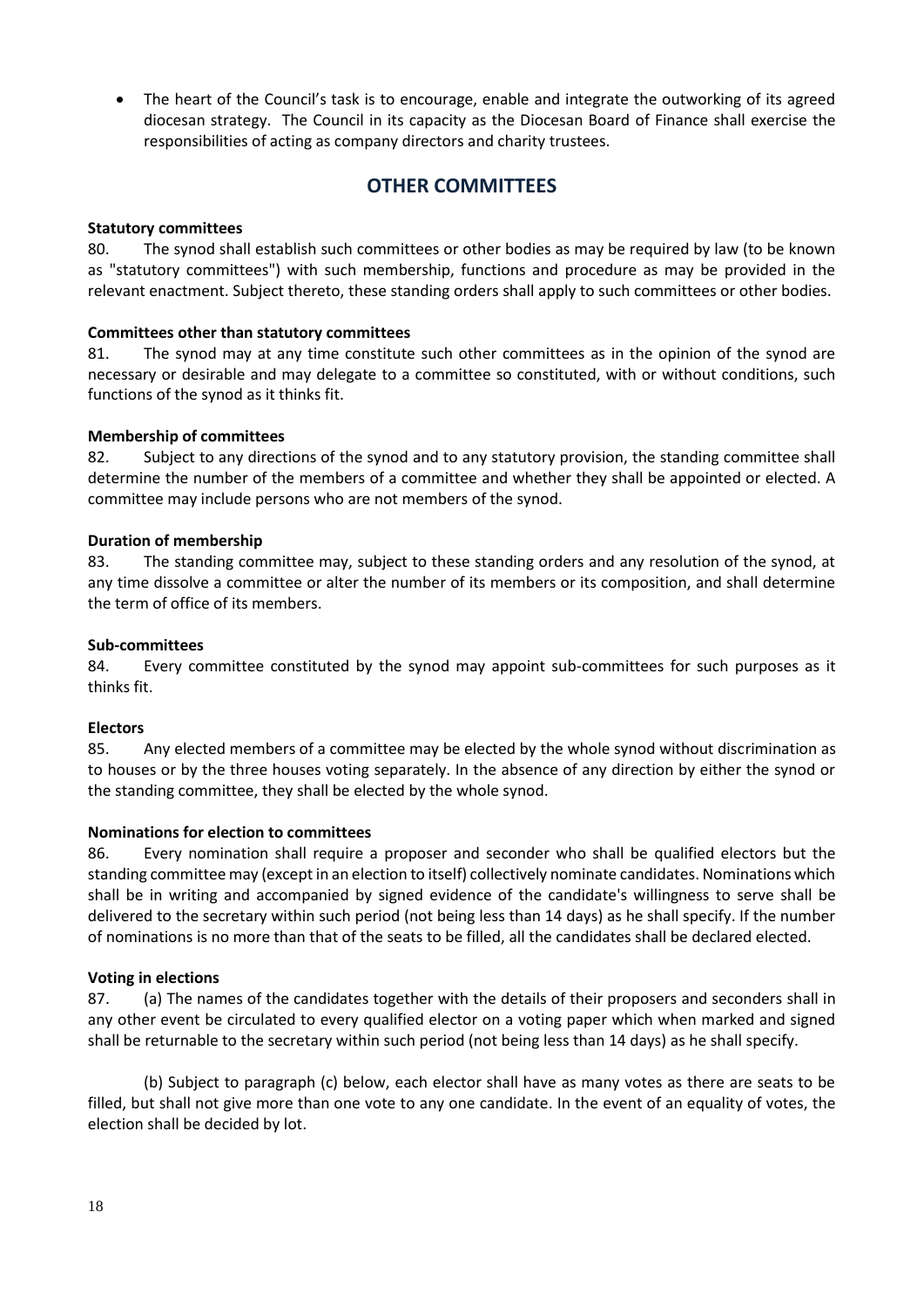- The heart of the Council's task is to encourage, enable and integrate the outworking of its agreed diocesan strategy. The Council in its capacity as the Diocesan Board of Finance shall exercise the responsibilities of acting as company directors and charity trustees.

## OTHER COMMITTEES

**Statutory committees**

80. The synod shall establish such committees or other bodies as may be required by law (to be known as "statutory committees") with such membership, functions and procedure as may be provided in the relevant enactment. Subject thereto, these standing orders shall apply to such committees or other bodies.

**Committees other than statutory committees**

81. The synod may at any time constitute such other committees as in the opinion of the synod are necessary or desirable and may delegate to a committee so constituted, with or without conditions, such functions of the synod as it thinks fit.

**Membership of committees**

82. Subject to any directions of the synod and to any statutory provision, the standing committee shall determine the number of the members of a committee and whether they shall be appointed or elected. A committee may include persons who are not members of the synod.

**Duration of membership**

83. The standing committee may, subject to these standing orders and any resolution of the synod, at any time dissolve a committee or alter the number of its members or its composition, and shall determine the term of office of its members.

**Sub-committees**

84. Every committee constituted by the synod may appoint sub-committees for such purposes as it thinks fit.

**Electors**

85. Any elected members of a committee may be elected by the whole synod without discrimination as to houses or by the three houses voting separately. In the absence of any direction by either the synod or the standing committee, they shall be elected by the whole synod.

**Nominations for election to committees**

86. Every nomination shall require a proposer and seconder who shall be qualified electors but the standing committee may (except in an election to itself) collectively nominate candidates. Nominations which shall be in writing and accompanied by signed evidence of the candidate's willingness to serve shall be delivered to the secretary within such period (not being less than 14 days) as he shall specify. If the number of nominations is no more than that of the seats to be filled, all the candidates shall be declared elected.

**Voting in elections**

87. (a) The names of the candidates together with the details of their proposers and seconders shall in any other event be circulated to every qualified elector on a voting paper which when marked and signed shall be returnable to the secretary within such period (not being less than 14 days) as he shall specify.

(b) Subject to paragraph (c) below, each elector shall have as many votes as there are seats to be filled, but shall not give more than one vote to any one candidate. In the event of an equality of votes, the election shall be decided by lot.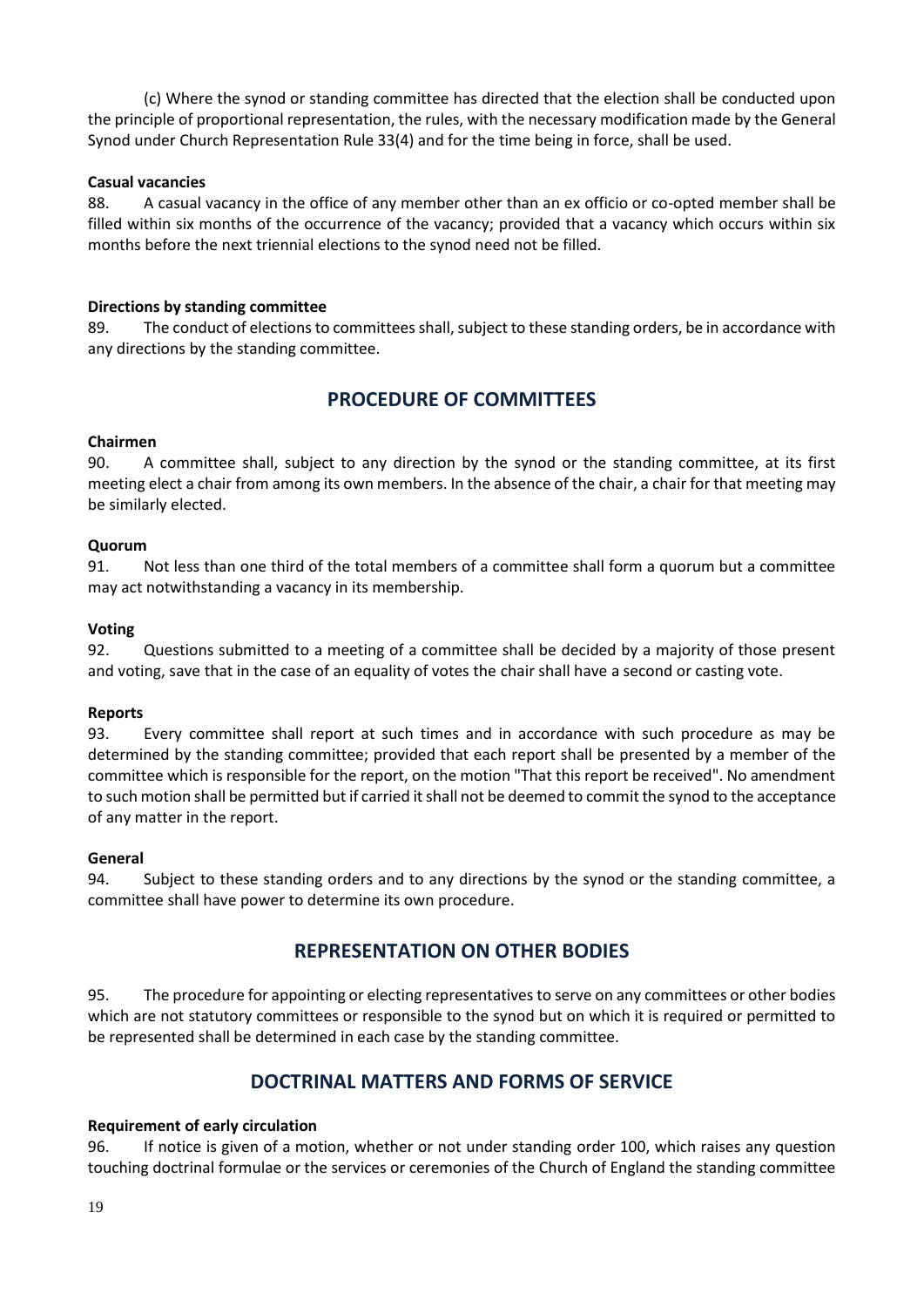(c) Where the synod or standing committee has directed that the election shall be conducted upon the principle of proportional representation, the rules, with the necessary modification made by the General Synod under Church Representation Rule 33(4) and for the time being in force, shall be used.

**Casual vacancies**

88. A casual vacancy in the office of any member other than an ex officio or co-opted member shall be filled within six months of the occurrence of the vacancy; provided that a vacancy which occurs within six months before the next triennial elections to the synod need not be filled.

**Directions by standing committee**

89. The conduct of elections to committees shall, subject to these standing orders, be in accordance with any directions by the standing committee.

## PROCEDURE OF COMMITTEES

**Chairmen**

90. A committee shall, subject to any direction by the synod or the standing committee, at its first meeting elect a chair from among its own members. In the absence of the chair, a chair for that meeting may be similarly elected.

**Quorum**

91. Not less than one third of the total members of a committee shall form a quorum but a committee may act notwithstanding a vacancy in its membership.

**Voting**

92. Questions submitted to a meeting of a committee shall be decided by a majority of those present and voting, save that in the case of an equality of votes the chair shall have a second or casting vote.

**Reports**

93. Every committee shall report at such times and in accordance with such procedure as may be determined by the standing committee; provided that each report shall be presented by a member of the committee which is responsible for the report, on the motion "That this report be received". No amendment to such motion shall be permitted but if carried it shall not be deemed to commit the synod to the acceptance of any matter in the report.

**General**

94. Subject to these standing orders and to any directions by the synod or the standing committee, a committee shall have power to determine its own procedure.

## REPRESENTATION ON OTHER BODIES

95. The procedure for appointing or electing representatives to serve on any committees or other bodies which are not statutory committees or responsible to the synod but on which it is required or permitted to be represented shall be determined in each case by the standing committee.

## DOCTRINAL MATTERS AND FORMS OF SERVICE

**Requirement of early circulation**

96. If notice is given of a motion, whether or not under standing order 100, which raises any question touching doctrinal formulae or the services or ceremonies of the Church of England the standing committee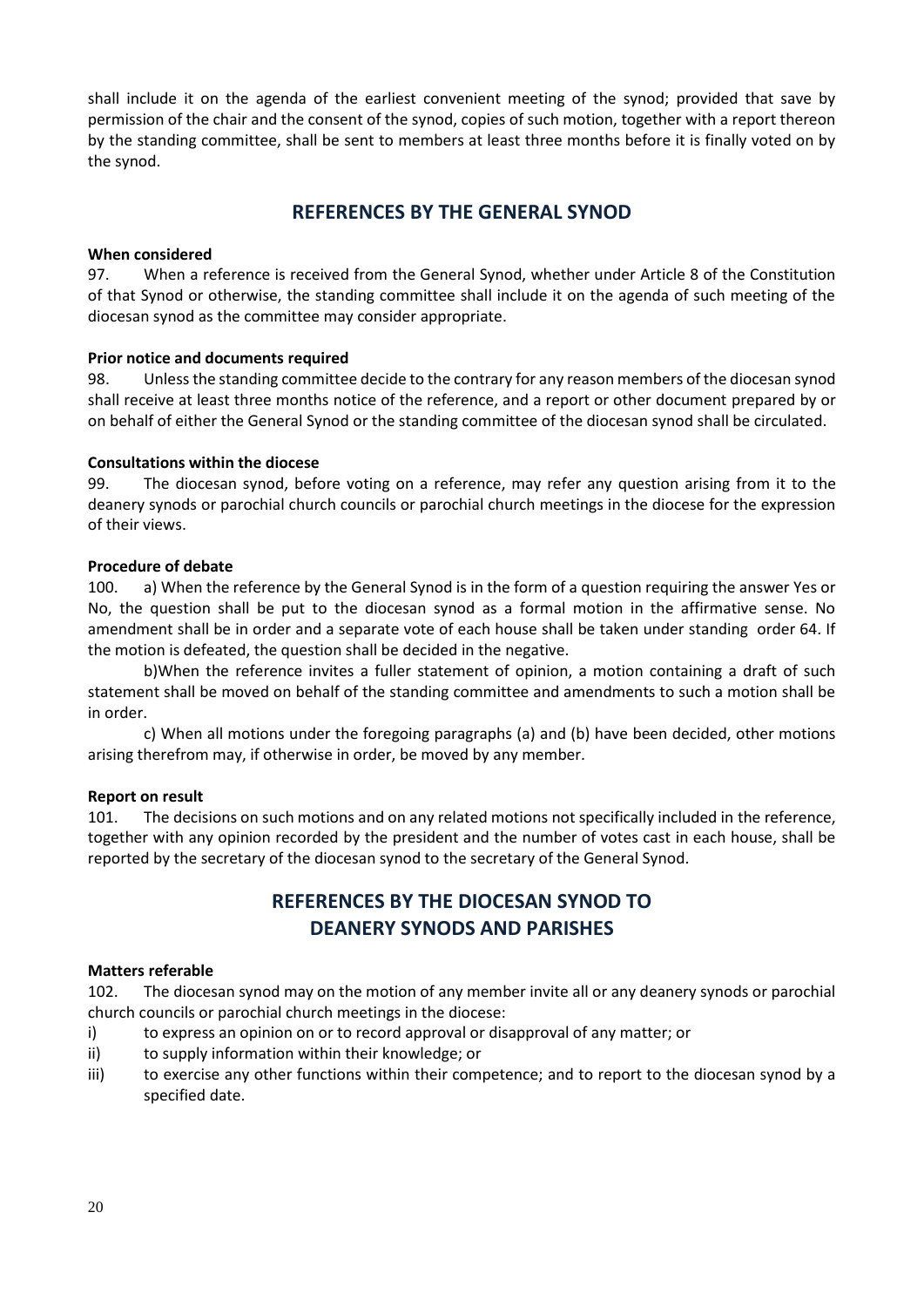shall include it on the agenda of the earliest convenient meeting of the synod; provided that save by permission of the chair and the consent of the synod, copies of such motion, together with a report thereon by the standing committee, shall be sent to members at least three months before it is finally voted on by the synod.

## REFERENCES BY THE GENERAL SYNOD

**When considered**

97. When a reference is received from the General Synod, whether under Article 8 of the Constitution of that Synod or otherwise, the standing committee shall include it on the agenda of such meeting of the diocesan synod as the committee may consider appropriate.

**Prior notice and documents required**

98. Unless the standing committee decide to the contrary for any reason members of the diocesan synod shall receive at least three months notice of the reference, and a report or other document prepared by or on behalf of either the General Synod or the standing committee of the diocesan synod shall be circulated.

**Consultations within the diocese**

99. The diocesan synod, before voting on a reference, may refer any question arising from it to the deanery synods or parochial church councils or parochial church meetings in the diocese for the expression of their views.

**Procedure of debate**

100. a) When the reference by the General Synod is in the form of a question requiring the answer Yes or No, the question shall be put to the diocesan synod as a formal motion in the affirmative sense. No amendment shall be in order and a separate vote of each house shall be taken under standing order 64. If the motion is defeated, the question shall be decided in the negative.

b)When the reference invites a fuller statement of opinion, a motion containing a draft of such statement shall be moved on behalf of the standing committee and amendments to such a motion shall be in order.

c) When all motions under the foregoing paragraphs (a) and (b) have been decided, other motions arising therefrom may, if otherwise in order, be moved by any member.

**Report on result**

101. The decisions on such motions and on any related motions not specifically included in the reference, together with any opinion recorded by the president and the number of votes cast in each house, shall be reported by the secretary of the diocesan synod to the secretary of the General Synod.

## REFERENCES BY THE DIOCESAN SYNOD TO DEANERY SYNODS AND PARISHES

**Matters referable**

102. The diocesan synod may on the motion of any member invite all or any deanery synods or parochial church councils or parochial church meetings in the diocese:

i) to express an opinion on or to record approval or disapproval of any matter; or

ii) to supply information within their knowledge; or

iii) to exercise any other functions within their competence; and to report to the diocesan synod by a specified date.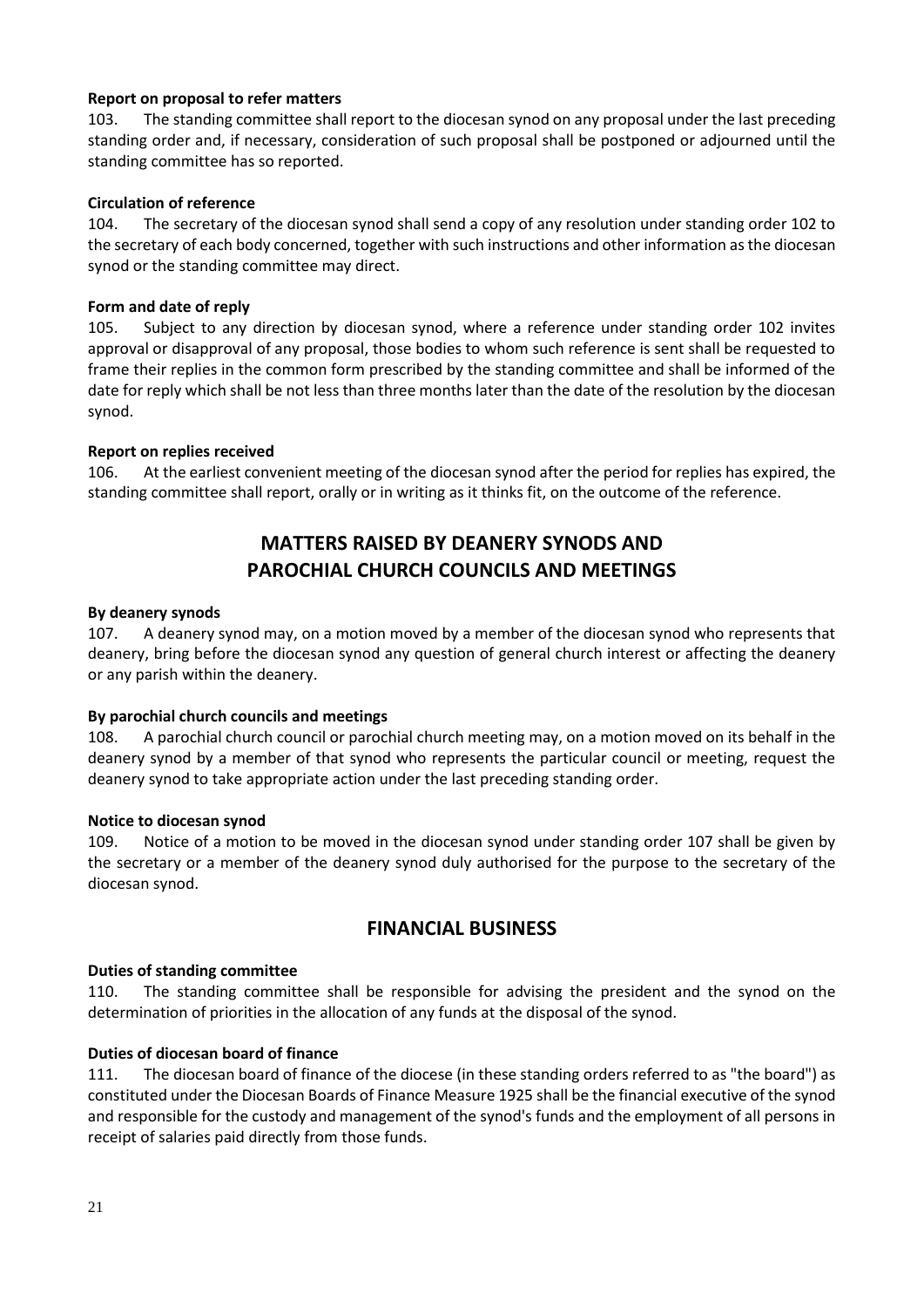**Report on proposal to refer matters**

103. The standing committee shall report to the diocesan synod on any proposal under the last preceding standing order and, if necessary, consideration of such proposal shall be postponed or adjourned until the standing committee has so reported.

**Circulation of reference**

104. The secretary of the diocesan synod shall send a copy of any resolution under standing order 102 to the secretary of each body concerned, together with such instructions and other information as the diocesan synod or the standing committee may direct.

**Form and date of reply**

105. Subject to any direction by diocesan synod, where a reference under standing order 102 invites approval or disapproval of any proposal, those bodies to whom such reference is sent shall be requested to frame their replies in the common form prescribed by the standing committee and shall be informed of the date for reply which shall be not less than three months later than the date of the resolution by the diocesan synod.

**Report on replies received**

106. At the earliest convenient meeting of the diocesan synod after the period for replies has expired, the standing committee shall report, orally or in writing as it thinks fit, on the outcome of the reference.

## MATTERS RAISED BY DEANERY SYNODS AND PAROCHIAL CHURCH COUNCILS AND MEETINGS

**By deanery synods**

107. A deanery synod may, on a motion moved by a member of the diocesan synod who represents that deanery, bring before the diocesan synod any question of general church interest or affecting the deanery or any parish within the deanery.

**By parochial church councils and meetings**

108. A parochial church council or parochial church meeting may, on a motion moved on its behalf in the deanery synod by a member of that synod who represents the particular council or meeting, request the deanery synod to take appropriate action under the last preceding standing order.

**Notice to diocesan synod**

109. Notice of a motion to be moved in the diocesan synod under standing order 107 shall be given by the secretary or a member of the deanery synod duly authorised for the purpose to the secretary of the diocesan synod.

## FINANCIAL BUSINESS

**Duties of standing committee**

110. The standing committee shall be responsible for advising the president and the synod on the determination of priorities in the allocation of any funds at the disposal of the synod.

**Duties of diocesan board of finance**

111. The diocesan board of finance of the diocese (in these standing orders referred to as "the board") as constituted under the Diocesan Boards of Finance Measure 1925 shall be the financial executive of the synod and responsible for the custody and management of the synod's funds and the employment of all persons in receipt of salaries paid directly from those funds.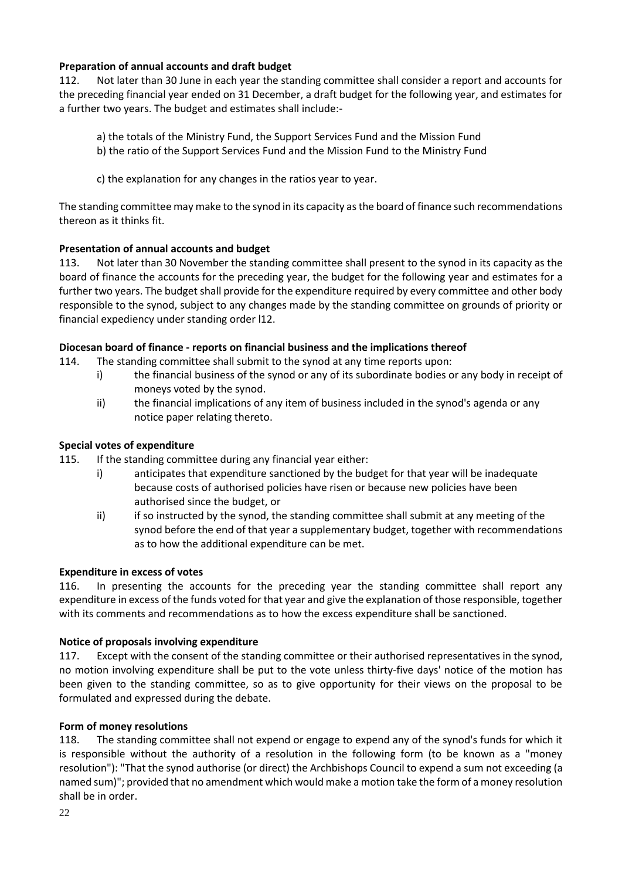**Preparation of annual accounts and draft budget**

112. Not later than 30 June in each year the standing committee shall consider a report and accounts for the preceding financial year ended on 31 December, a draft budget for the following year, and estimates for a further two years. The budget and estimates shall include:-

a) the totals of the Ministry Fund, the Support Services Fund and the Mission Fund
b) the ratio of the Support Services Fund and the Mission Fund to the Ministry Fund

c) the explanation for any changes in the ratios year to year.

The standing committee may make to the synod in its capacity as the board of finance such recommendations thereon as it thinks fit.

**Presentation of annual accounts and budget**

113. Not later than 30 November the standing committee shall present to the synod in its capacity as the board of finance the accounts for the preceding year, the budget for the following year and estimates for a further two years. The budget shall provide for the expenditure required by every committee and other body responsible to the synod, subject to any changes made by the standing committee on grounds of priority or financial expediency under standing order l12.

**Diocesan board of finance - reports on financial business and the implications thereof**

114. The standing committee shall submit to the synod at any time reports upon:

i) the financial business of the synod or any of its subordinate bodies or any body in receipt of moneys voted by the synod.
ii) the financial implications of any item of business included in the synod's agenda or any notice paper relating thereto.

**Special votes of expenditure**

115. If the standing committee during any financial year either:

i) anticipates that expenditure sanctioned by the budget for that year will be inadequate because costs of authorised policies have risen or because new policies have been authorised since the budget, or
ii) if so instructed by the synod, the standing committee shall submit at any meeting of the synod before the end of that year a supplementary budget, together with recommendations as to how the additional expenditure can be met.

**Expenditure in excess of votes**

116. In presenting the accounts for the preceding year the standing committee shall report any expenditure in excess of the funds voted for that year and give the explanation of those responsible, together with its comments and recommendations as to how the excess expenditure shall be sanctioned.

**Notice of proposals involving expenditure**

117. Except with the consent of the standing committee or their authorised representatives in the synod, no motion involving expenditure shall be put to the vote unless thirty-five days' notice of the motion has been given to the standing committee, so as to give opportunity for their views on the proposal to be formulated and expressed during the debate.

**Form of money resolutions**

118. The standing committee shall not expend or engage to expend any of the synod's funds for which it is responsible without the authority of a resolution in the following form (to be known as a "money resolution"): "That the synod authorise (or direct) the Archbishops Council to expend a sum not exceeding (a named sum)"; provided that no amendment which would make a motion take the form of a money resolution shall be in order.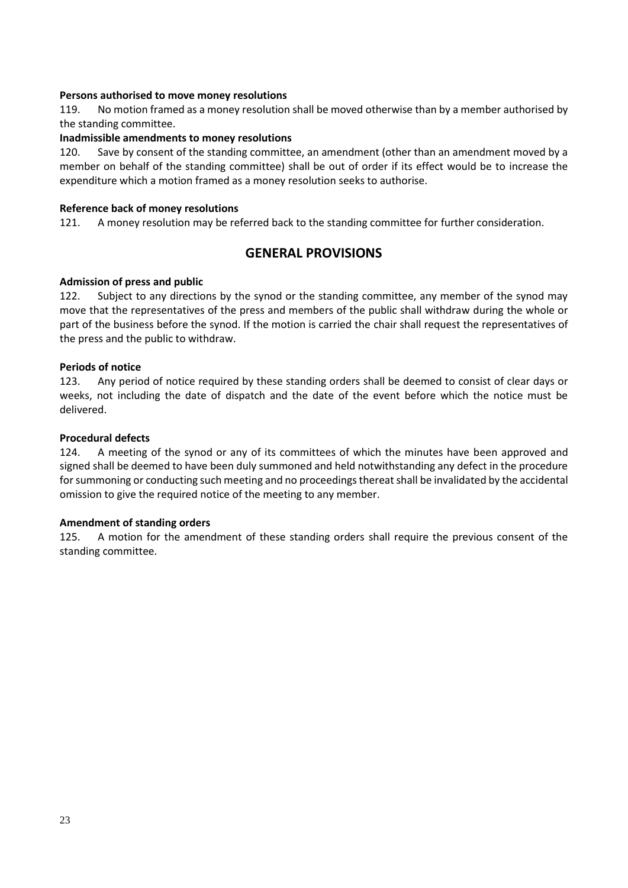**Persons authorised to move money resolutions**

119. No motion framed as a money resolution shall be moved otherwise than by a member authorised by the standing committee.

**Inadmissible amendments to money resolutions**

120. Save by consent of the standing committee, an amendment (other than an amendment moved by a member on behalf of the standing committee) shall be out of order if its effect would be to increase the expenditure which a motion framed as a money resolution seeks to authorise.

**Reference back of money resolutions**

121. A money resolution may be referred back to the standing committee for further consideration.

## GENERAL PROVISIONS

**Admission of press and public**

122. Subject to any directions by the synod or the standing committee, any member of the synod may move that the representatives of the press and members of the public shall withdraw during the whole or part of the business before the synod. If the motion is carried the chair shall request the representatives of the press and the public to withdraw.

**Periods of notice**

123. Any period of notice required by these standing orders shall be deemed to consist of clear days or weeks, not including the date of dispatch and the date of the event before which the notice must be delivered.

**Procedural defects**

124. A meeting of the synod or any of its committees of which the minutes have been approved and signed shall be deemed to have been duly summoned and held notwithstanding any defect in the procedure for summoning or conducting such meeting and no proceedings thereat shall be invalidated by the accidental omission to give the required notice of the meeting to any member.

**Amendment of standing orders**

125. A motion for the amendment of these standing orders shall require the previous consent of the standing committee.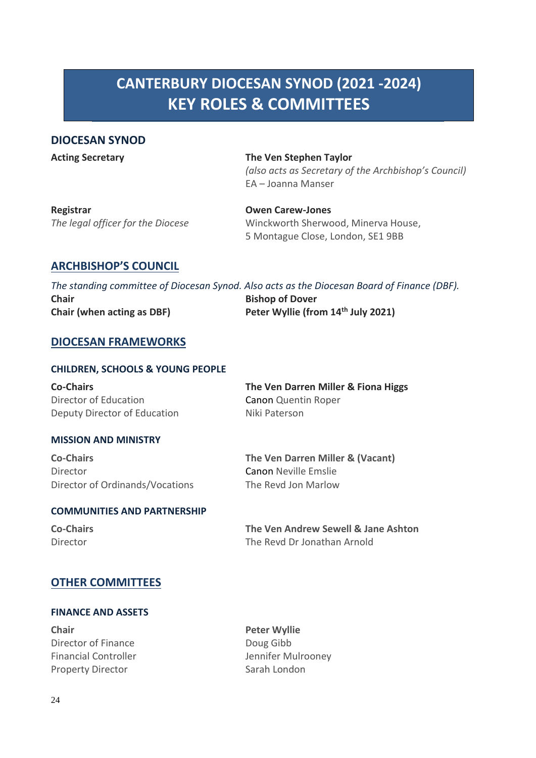# CANTERBURY DIOCESAN SYNOD (2021 -2024)
# KEY ROLES & COMMITTEES

## DIOCESAN SYNOD

**Acting Secretary**

**The Ven Stephen Taylor**
*(also acts as Secretary of the Archbishop's Council)*
EA – Joanna Manser

**Registrar**
*The legal officer for the Diocese*

**Owen Carew-Jones**
Winckworth Sherwood, Minerva House,
5 Montague Close, London, SE1 9BB

## ARCHBISHOP'S COUNCIL

*The standing committee of Diocesan Synod. Also acts as the Diocesan Board of Finance (DBF).*

**Chair** — **Bishop of Dover**
**Chair (when acting as DBF)** — **Peter Wyllie (from 14th July 2021)**

## DIOCESAN FRAMEWORKS

### CHILDREN, SCHOOLS & YOUNG PEOPLE

**Co-Chairs** — **The Ven Darren Miller & Fiona Higgs**
Director of Education — Canon Quentin Roper
Deputy Director of Education — Niki Paterson

### MISSION AND MINISTRY

**Co-Chairs** — **The Ven Darren Miller & (Vacant)**
Director — Canon Neville Emslie
Director of Ordinands/Vocations — The Revd Jon Marlow

### COMMUNITIES AND PARTNERSHIP

**Co-Chairs** — **The Ven Andrew Sewell & Jane Ashton**
Director — The Revd Dr Jonathan Arnold

## OTHER COMMITTEES

### FINANCE AND ASSETS

**Chair** — **Peter Wyllie**
Director of Finance — Doug Gibb
Financial Controller — Jennifer Mulrooney
Property Director — Sarah London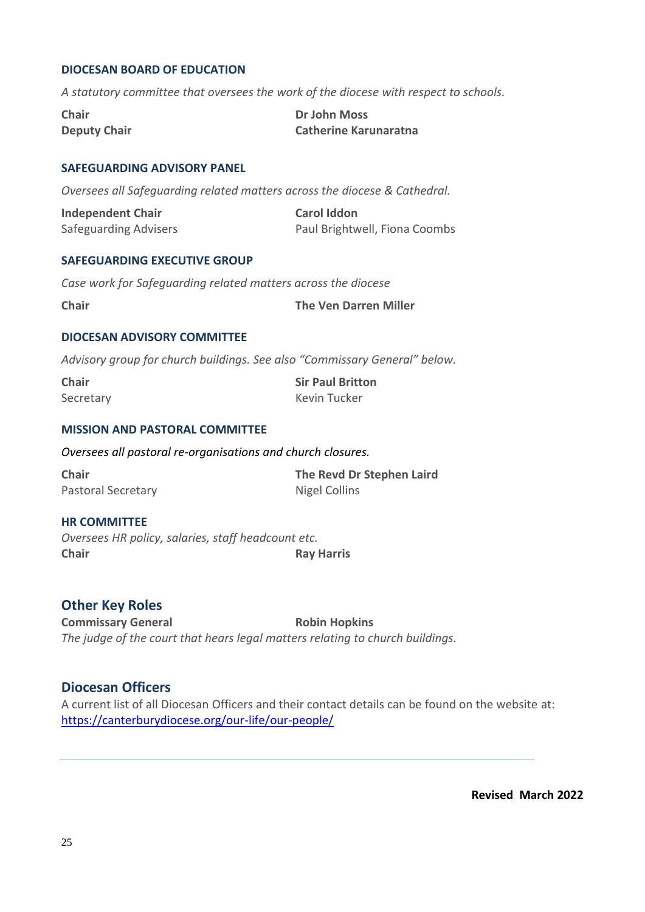### DIOCESAN BOARD OF EDUCATION

*A statutory committee that oversees the work of the diocese with respect to schools.*

| | |
|---|---|
| **Chair** | **Dr John Moss** |
| **Deputy Chair** | **Catherine Karunaratna** |

### SAFEGUARDING ADVISORY PANEL

*Oversees all Safeguarding related matters across the diocese & Cathedral.*

| | |
|---|---|
| **Independent Chair** | **Carol Iddon** |
| Safeguarding Advisers | Paul Brightwell, Fiona Coombs |

### SAFEGUARDING EXECUTIVE GROUP

*Case work for Safeguarding related matters across the diocese*

| | |
|---|---|
| **Chair** | **The Ven Darren Miller** |

### DIOCESAN ADVISORY COMMITTEE

*Advisory group for church buildings. See also "Commissary General" below.*

| | |
|---|---|
| **Chair** | **Sir Paul Britton** |
| Secretary | Kevin Tucker |

### MISSION AND PASTORAL COMMITTEE

*Oversees all pastoral re-organisations and church closures.*

| | |
|---|---|
| **Chair** | **The Revd Dr Stephen Laird** |
| Pastoral Secretary | Nigel Collins |

### HR COMMITTEE

*Oversees HR policy, salaries, staff headcount etc.*

| | |
|---|---|
| **Chair** | **Ray Harris** |

## Other Key Roles

| | |
|---|---|
| **Commissary General** | **Robin Hopkins** |

*The judge of the court that hears legal matters relating to church buildings.*

## Diocesan Officers

A current list of all Diocesan Officers and their contact details can be found on the website at: https://canterburydiocese.org/our-life/our-people/

**Revised March 2022**